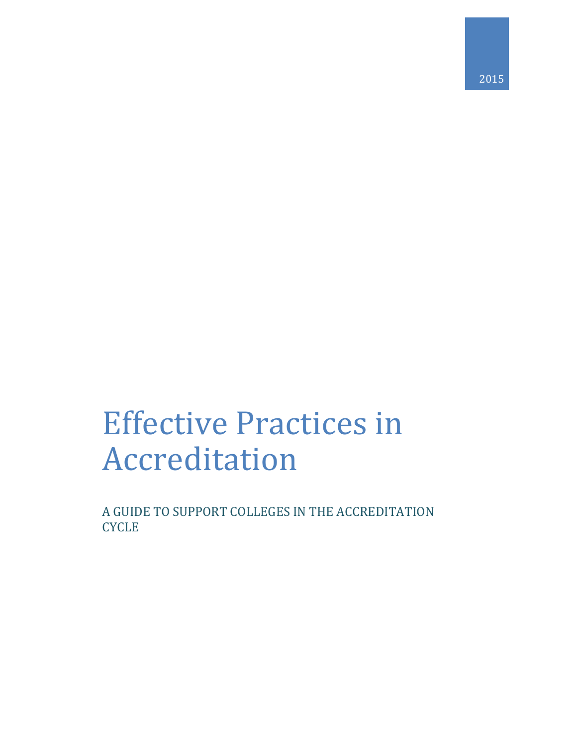2015

# Effective Practices in Accreditation

A GUIDE TO SUPPORT COLLEGES IN THE ACCREDITATION CYCLE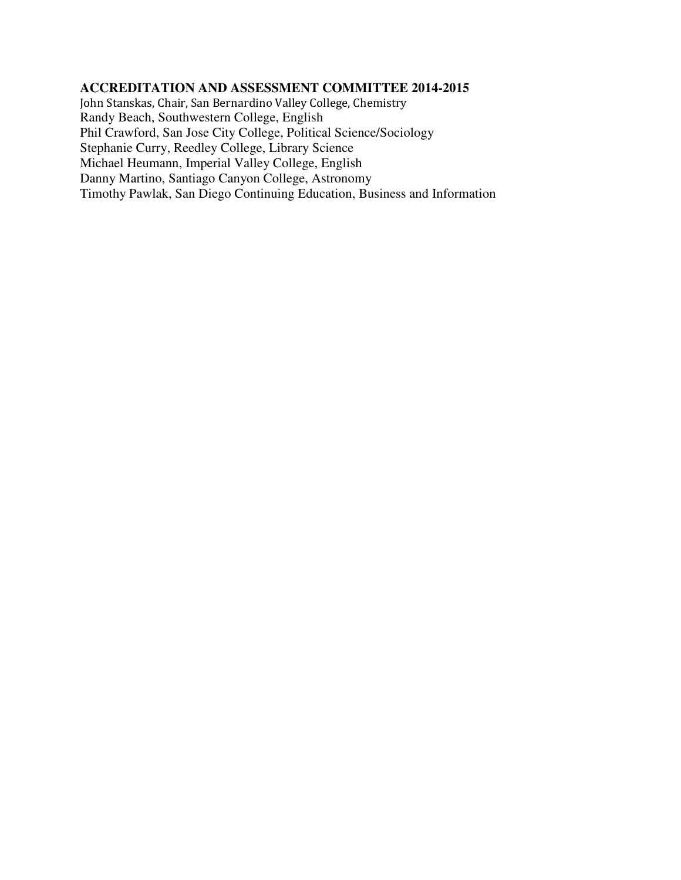**ACCREDITATION AND ASSESSMENT COMMITTEE 2014-2015**

John Stanskas, Chair, San Bernardino Valley College, Chemistry
Randy Beach, Southwestern College, English
Phil Crawford, San Jose City College, Political Science/Sociology
Stephanie Curry, Reedley College, Library Science
Michael Heumann, Imperial Valley College, English
Danny Martino, Santiago Canyon College, Astronomy
Timothy Pawlak, San Diego Continuing Education, Business and Information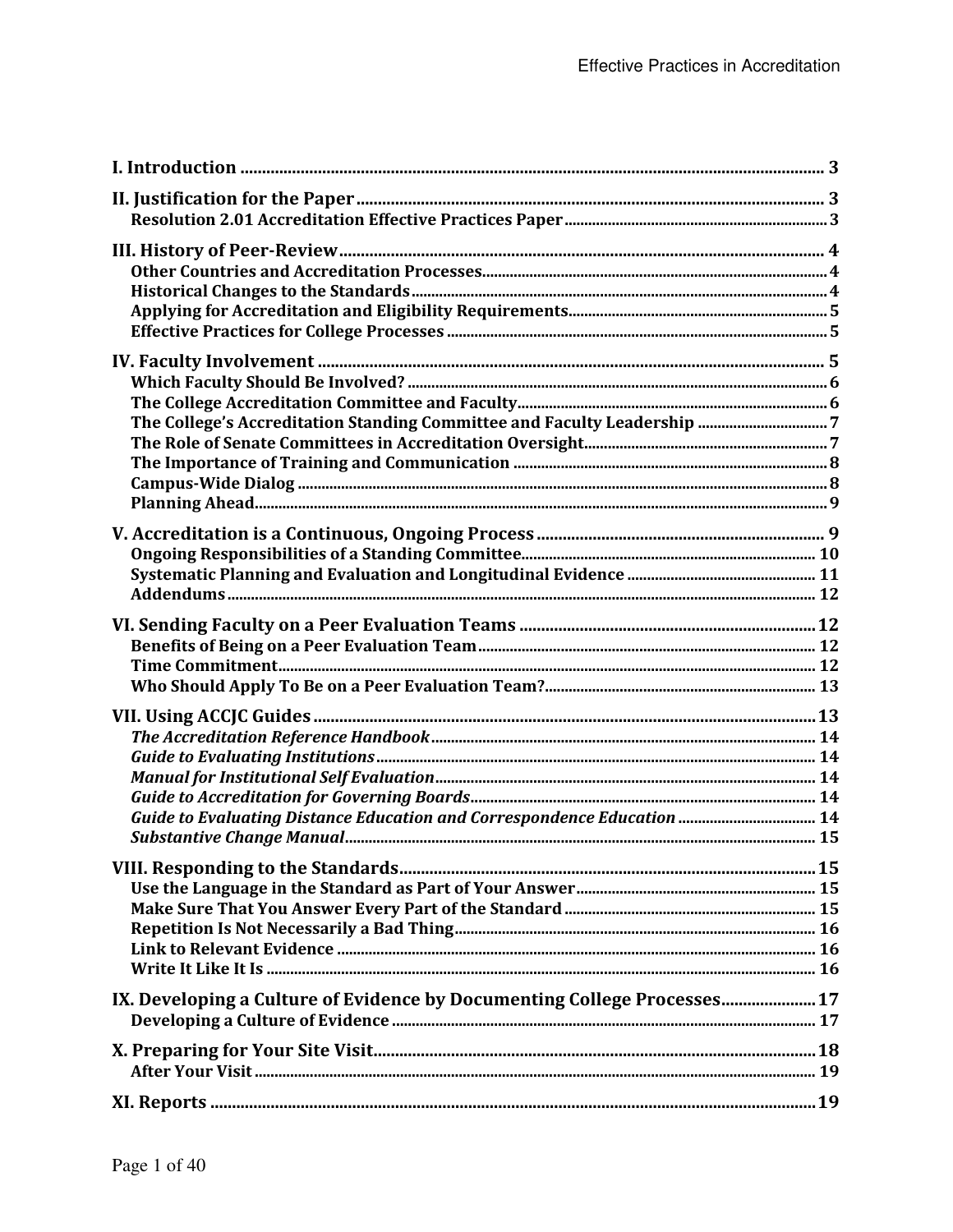I. Introduction ........ 3

II. Justification for the Paper ........ 3
- Resolution 2.01 Accreditation Effective Practices Paper ........ 3

III. History of Peer-Review ........ 4
- Other Countries and Accreditation Processes ........ 4
- Historical Changes to the Standards ........ 4
- Applying for Accreditation and Eligibility Requirements ........ 5
- Effective Practices for College Processes ........ 5

IV. Faculty Involvement ........ 5
- Which Faculty Should Be Involved? ........ 6
- The College Accreditation Committee and Faculty ........ 6
- The College's Accreditation Standing Committee and Faculty Leadership ........ 7
- The Role of Senate Committees in Accreditation Oversight ........ 7
- The Importance of Training and Communication ........ 8
- Campus-Wide Dialog ........ 8
- Planning Ahead ........ 9

V. Accreditation is a Continuous, Ongoing Process ........ 9
- Ongoing Responsibilities of a Standing Committee ........ 10
- Systematic Planning and Evaluation and Longitudinal Evidence ........ 11
- Addendums ........ 12

VI. Sending Faculty on a Peer Evaluation Teams ........ 12
- Benefits of Being on a Peer Evaluation Team ........ 12
- Time Commitment ........ 12
- Who Should Apply To Be on a Peer Evaluation Team? ........ 13

VII. Using ACCJC Guides ........ 13
- *The Accreditation Reference Handbook* ........ 14
- *Guide to Evaluating Institutions* ........ 14
- *Manual for Institutional Self Evaluation* ........ 14
- *Guide to Accreditation for Governing Boards* ........ 14
- *Guide to Evaluating Distance Education and Correspondence Education* ........ 14
- *Substantive Change Manual* ........ 15

VIII. Responding to the Standards ........ 15
- Use the Language in the Standard as Part of Your Answer ........ 15
- Make Sure That You Answer Every Part of the Standard ........ 15
- Repetition Is Not Necessarily a Bad Thing ........ 16
- Link to Relevant Evidence ........ 16
- Write It Like It Is ........ 16

IX. Developing a Culture of Evidence by Documenting College Processes ........ 17
- Developing a Culture of Evidence ........ 17

X. Preparing for Your Site Visit ........ 18
- After Your Visit ........ 19

XI. Reports ........ 19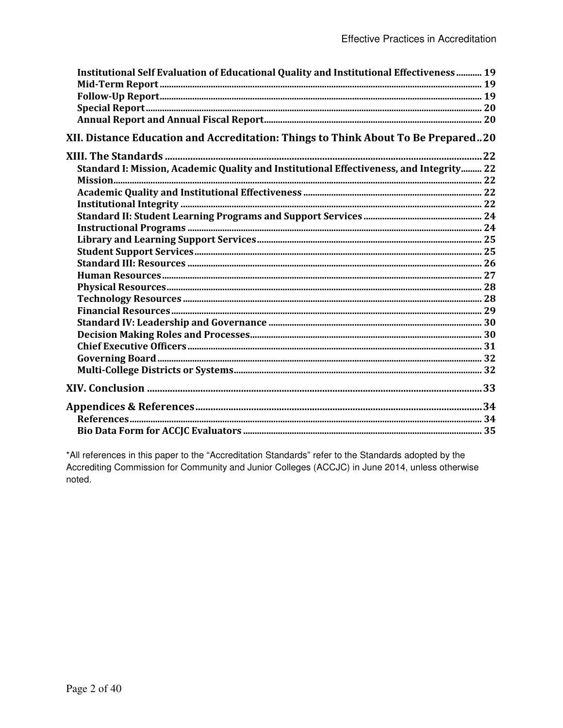Institutional Self Evaluation of Educational Quality and Institutional Effectiveness ........... 19
Mid-Term Report ........................................................................................................................ 19
Follow-Up Report ........................................................................................................................ 19
Special Report .............................................................................................................................. 20
Annual Report and Annual Fiscal Report ............................................................................... 20

**XII. Distance Education and Accreditation: Things to Think About To Be Prepared .. 20**

**XIII. The Standards ........................................................................................................... 22**
Standard I: Mission, Academic Quality and Institutional Effectiveness, and Integrity ......... 22
Mission ........................................................................................................................................... 22
Academic Quality and Institutional Effectiveness ................................................................. 22
Institutional Integrity .................................................................................................................. 22
Standard II: Student Learning Programs and Support Services ........................................... 24
Instructional Programs ............................................................................................................... 24
Library and Learning Support Services ................................................................................... 25
Student Support Services ........................................................................................................... 25
Standard III: Resources ............................................................................................................... 26
Human Resources ....................................................................................................................... 27
Physical Resources ..................................................................................................................... 28
Technology Resources ............................................................................................................... 28
Financial Resources ..................................................................................................................... 29
Standard IV: Leadership and Governance ............................................................................ 30
Decision Making Roles and Processes ..................................................................................... 30
Chief Executive Officers ............................................................................................................. 31
Governing Board ........................................................................................................................ 32
Multi-College Districts or Systems ........................................................................................... 32

**XIV. Conclusion ................................................................................................................ 33**

**Appendices & References .............................................................................................. 34**
References .................................................................................................................................... 34
Bio Data Form for ACCJC Evaluators ...................................................................................... 35

*All references in this paper to the "Accreditation Standards" refer to the Standards adopted by the Accrediting Commission for Community and Junior Colleges (ACCJC) in June 2014, unless otherwise noted.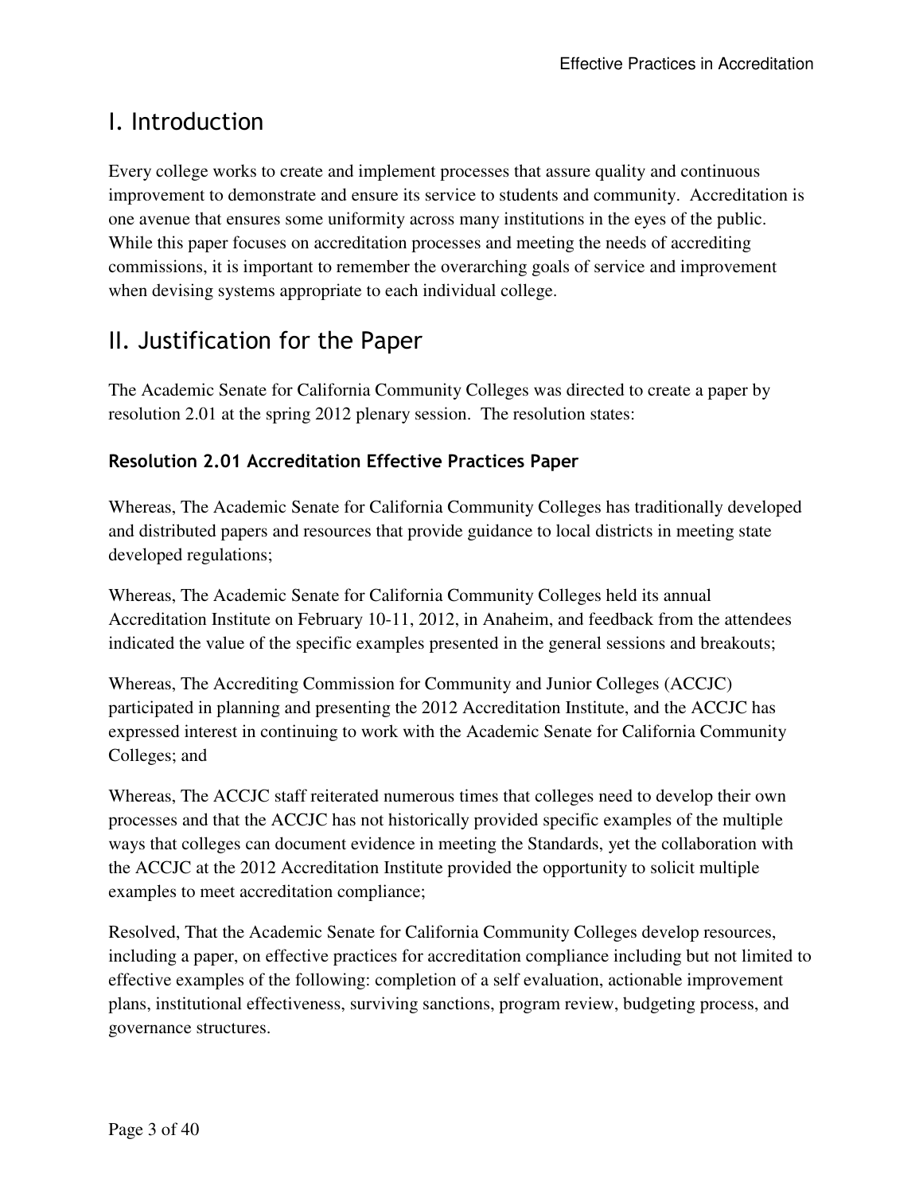## I. Introduction

Every college works to create and implement processes that assure quality and continuous improvement to demonstrate and ensure its service to students and community. Accreditation is one avenue that ensures some uniformity across many institutions in the eyes of the public. While this paper focuses on accreditation processes and meeting the needs of accrediting commissions, it is important to remember the overarching goals of service and improvement when devising systems appropriate to each individual college.

## II. Justification for the Paper

The Academic Senate for California Community Colleges was directed to create a paper by resolution 2.01 at the spring 2012 plenary session. The resolution states:

### Resolution 2.01 Accreditation Effective Practices Paper

Whereas, The Academic Senate for California Community Colleges has traditionally developed and distributed papers and resources that provide guidance to local districts in meeting state developed regulations;

Whereas, The Academic Senate for California Community Colleges held its annual Accreditation Institute on February 10-11, 2012, in Anaheim, and feedback from the attendees indicated the value of the specific examples presented in the general sessions and breakouts;

Whereas, The Accrediting Commission for Community and Junior Colleges (ACCJC) participated in planning and presenting the 2012 Accreditation Institute, and the ACCJC has expressed interest in continuing to work with the Academic Senate for California Community Colleges; and

Whereas, The ACCJC staff reiterated numerous times that colleges need to develop their own processes and that the ACCJC has not historically provided specific examples of the multiple ways that colleges can document evidence in meeting the Standards, yet the collaboration with the ACCJC at the 2012 Accreditation Institute provided the opportunity to solicit multiple examples to meet accreditation compliance;

Resolved, That the Academic Senate for California Community Colleges develop resources, including a paper, on effective practices for accreditation compliance including but not limited to effective examples of the following: completion of a self evaluation, actionable improvement plans, institutional effectiveness, surviving sanctions, program review, budgeting process, and governance structures.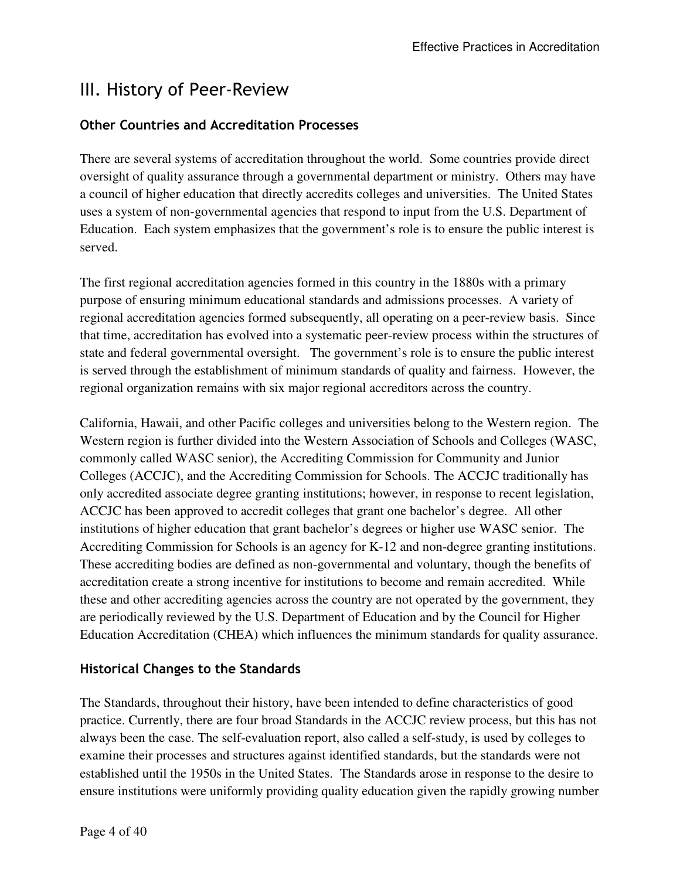# III. History of Peer-Review

## Other Countries and Accreditation Processes

There are several systems of accreditation throughout the world. Some countries provide direct oversight of quality assurance through a governmental department or ministry. Others may have a council of higher education that directly accredits colleges and universities. The United States uses a system of non-governmental agencies that respond to input from the U.S. Department of Education. Each system emphasizes that the government's role is to ensure the public interest is served.

The first regional accreditation agencies formed in this country in the 1880s with a primary purpose of ensuring minimum educational standards and admissions processes. A variety of regional accreditation agencies formed subsequently, all operating on a peer-review basis. Since that time, accreditation has evolved into a systematic peer-review process within the structures of state and federal governmental oversight. The government's role is to ensure the public interest is served through the establishment of minimum standards of quality and fairness. However, the regional organization remains with six major regional accreditors across the country.

California, Hawaii, and other Pacific colleges and universities belong to the Western region. The Western region is further divided into the Western Association of Schools and Colleges (WASC, commonly called WASC senior), the Accrediting Commission for Community and Junior Colleges (ACCJC), and the Accrediting Commission for Schools. The ACCJC traditionally has only accredited associate degree granting institutions; however, in response to recent legislation, ACCJC has been approved to accredit colleges that grant one bachelor's degree. All other institutions of higher education that grant bachelor's degrees or higher use WASC senior. The Accrediting Commission for Schools is an agency for K-12 and non-degree granting institutions. These accrediting bodies are defined as non-governmental and voluntary, though the benefits of accreditation create a strong incentive for institutions to become and remain accredited. While these and other accrediting agencies across the country are not operated by the government, they are periodically reviewed by the U.S. Department of Education and by the Council for Higher Education Accreditation (CHEA) which influences the minimum standards for quality assurance.

## Historical Changes to the Standards

The Standards, throughout their history, have been intended to define characteristics of good practice. Currently, there are four broad Standards in the ACCJC review process, but this has not always been the case. The self-evaluation report, also called a self-study, is used by colleges to examine their processes and structures against identified standards, but the standards were not established until the 1950s in the United States. The Standards arose in response to the desire to ensure institutions were uniformly providing quality education given the rapidly growing number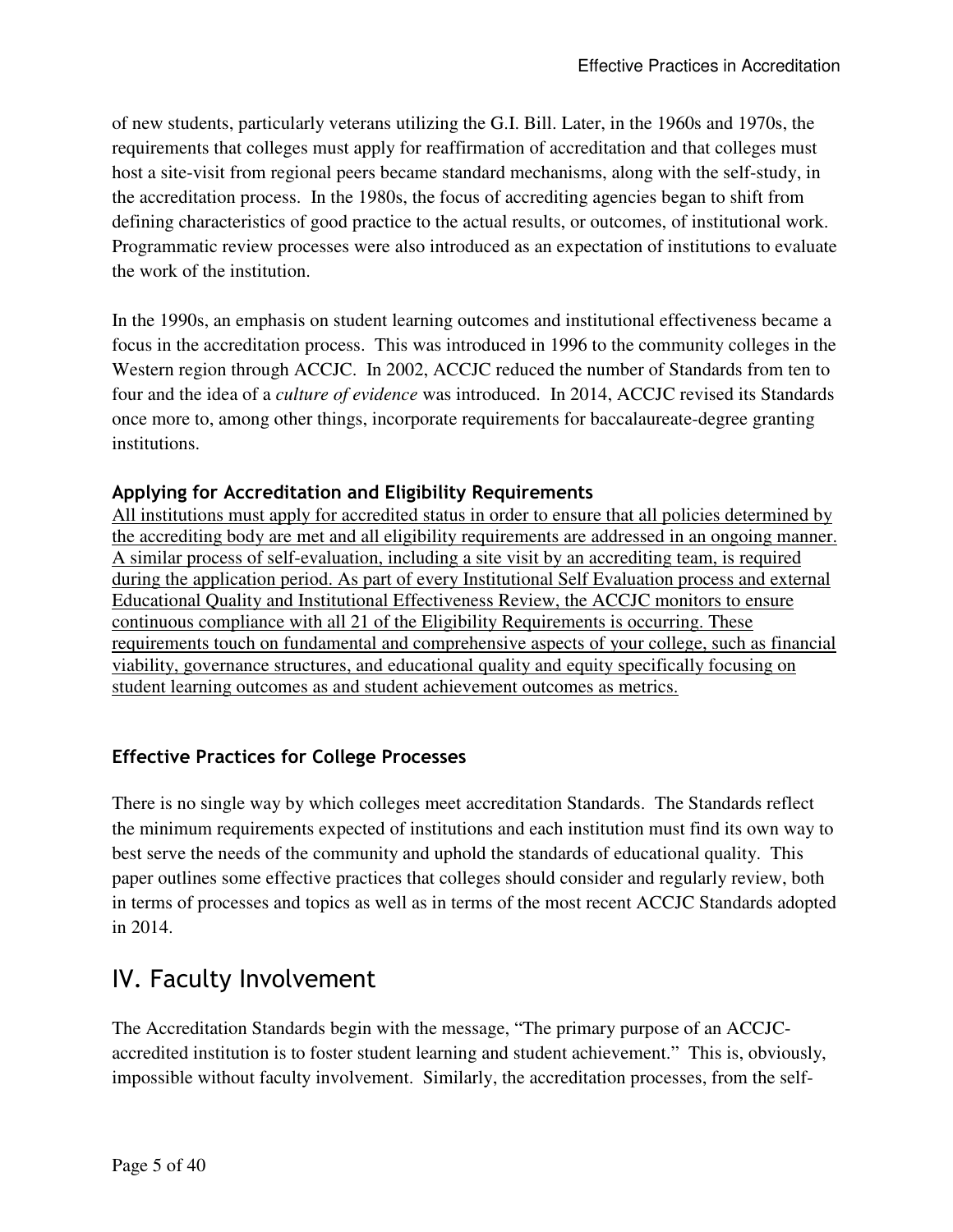of new students, particularly veterans utilizing the G.I. Bill. Later, in the 1960s and 1970s, the requirements that colleges must apply for reaffirmation of accreditation and that colleges must host a site-visit from regional peers became standard mechanisms, along with the self-study, in the accreditation process. In the 1980s, the focus of accrediting agencies began to shift from defining characteristics of good practice to the actual results, or outcomes, of institutional work. Programmatic review processes were also introduced as an expectation of institutions to evaluate the work of the institution.

In the 1990s, an emphasis on student learning outcomes and institutional effectiveness became a focus in the accreditation process. This was introduced in 1996 to the community colleges in the Western region through ACCJC. In 2002, ACCJC reduced the number of Standards from ten to four and the idea of a *culture of evidence* was introduced. In 2014, ACCJC revised its Standards once more to, among other things, incorporate requirements for baccalaureate-degree granting institutions.

### Applying for Accreditation and Eligibility Requirements

<u>All institutions must apply for accredited status in order to ensure that all policies determined by the accrediting body are met and all eligibility requirements are addressed in an ongoing manner. A similar process of self-evaluation, including a site visit by an accrediting team, is required during the application period. As part of every Institutional Self Evaluation process and external Educational Quality and Institutional Effectiveness Review, the ACCJC monitors to ensure continuous compliance with all 21 of the Eligibility Requirements is occurring. These requirements touch on fundamental and comprehensive aspects of your college, such as financial viability, governance structures, and educational quality and equity specifically focusing on student learning outcomes as and student achievement outcomes as metrics.</u>

### Effective Practices for College Processes

There is no single way by which colleges meet accreditation Standards. The Standards reflect the minimum requirements expected of institutions and each institution must find its own way to best serve the needs of the community and uphold the standards of educational quality. This paper outlines some effective practices that colleges should consider and regularly review, both in terms of processes and topics as well as in terms of the most recent ACCJC Standards adopted in 2014.

## IV. Faculty Involvement

The Accreditation Standards begin with the message, "The primary purpose of an ACCJC-accredited institution is to foster student learning and student achievement." This is, obviously, impossible without faculty involvement. Similarly, the accreditation processes, from the self-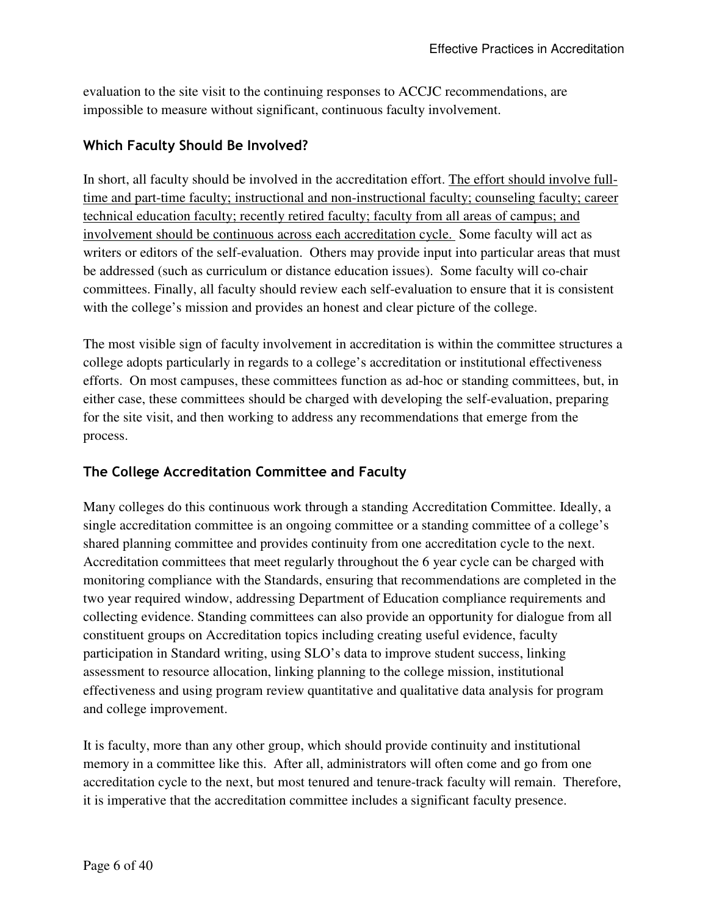evaluation to the site visit to the continuing responses to ACCJC recommendations, are impossible to measure without significant, continuous faculty involvement.

### Which Faculty Should Be Involved?

In short, all faculty should be involved in the accreditation effort. <u>The effort should involve full-time and part-time faculty; instructional and non-instructional faculty; counseling faculty; career technical education faculty; recently retired faculty; faculty from all areas of campus; and involvement should be continuous across each accreditation cycle.</u> Some faculty will act as writers or editors of the self-evaluation. Others may provide input into particular areas that must be addressed (such as curriculum or distance education issues). Some faculty will co-chair committees. Finally, all faculty should review each self-evaluation to ensure that it is consistent with the college's mission and provides an honest and clear picture of the college.

The most visible sign of faculty involvement in accreditation is within the committee structures a college adopts particularly in regards to a college's accreditation or institutional effectiveness efforts. On most campuses, these committees function as ad-hoc or standing committees, but, in either case, these committees should be charged with developing the self-evaluation, preparing for the site visit, and then working to address any recommendations that emerge from the process.

### The College Accreditation Committee and Faculty

Many colleges do this continuous work through a standing Accreditation Committee. Ideally, a single accreditation committee is an ongoing committee or a standing committee of a college's shared planning committee and provides continuity from one accreditation cycle to the next. Accreditation committees that meet regularly throughout the 6 year cycle can be charged with monitoring compliance with the Standards, ensuring that recommendations are completed in the two year required window, addressing Department of Education compliance requirements and collecting evidence. Standing committees can also provide an opportunity for dialogue from all constituent groups on Accreditation topics including creating useful evidence, faculty participation in Standard writing, using SLO's data to improve student success, linking assessment to resource allocation, linking planning to the college mission, institutional effectiveness and using program review quantitative and qualitative data analysis for program and college improvement.

It is faculty, more than any other group, which should provide continuity and institutional memory in a committee like this. After all, administrators will often come and go from one accreditation cycle to the next, but most tenured and tenure-track faculty will remain. Therefore, it is imperative that the accreditation committee includes a significant faculty presence.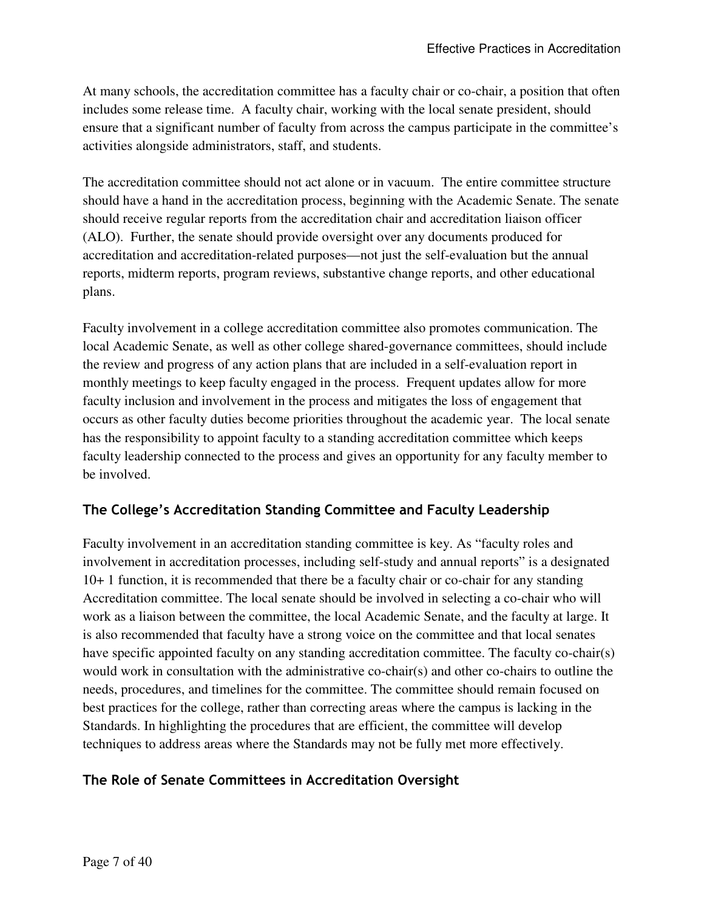At many schools, the accreditation committee has a faculty chair or co-chair, a position that often includes some release time. A faculty chair, working with the local senate president, should ensure that a significant number of faculty from across the campus participate in the committee's activities alongside administrators, staff, and students.

The accreditation committee should not act alone or in vacuum. The entire committee structure should have a hand in the accreditation process, beginning with the Academic Senate. The senate should receive regular reports from the accreditation chair and accreditation liaison officer (ALO). Further, the senate should provide oversight over any documents produced for accreditation and accreditation-related purposes—not just the self-evaluation but the annual reports, midterm reports, program reviews, substantive change reports, and other educational plans.

Faculty involvement in a college accreditation committee also promotes communication. The local Academic Senate, as well as other college shared-governance committees, should include the review and progress of any action plans that are included in a self-evaluation report in monthly meetings to keep faculty engaged in the process. Frequent updates allow for more faculty inclusion and involvement in the process and mitigates the loss of engagement that occurs as other faculty duties become priorities throughout the academic year. The local senate has the responsibility to appoint faculty to a standing accreditation committee which keeps faculty leadership connected to the process and gives an opportunity for any faculty member to be involved.

### The College's Accreditation Standing Committee and Faculty Leadership

Faculty involvement in an accreditation standing committee is key. As "faculty roles and involvement in accreditation processes, including self-study and annual reports" is a designated 10+ 1 function, it is recommended that there be a faculty chair or co-chair for any standing Accreditation committee. The local senate should be involved in selecting a co-chair who will work as a liaison between the committee, the local Academic Senate, and the faculty at large. It is also recommended that faculty have a strong voice on the committee and that local senates have specific appointed faculty on any standing accreditation committee. The faculty co-chair(s) would work in consultation with the administrative co-chair(s) and other co-chairs to outline the needs, procedures, and timelines for the committee. The committee should remain focused on best practices for the college, rather than correcting areas where the campus is lacking in the Standards. In highlighting the procedures that are efficient, the committee will develop techniques to address areas where the Standards may not be fully met more effectively.

### The Role of Senate Committees in Accreditation Oversight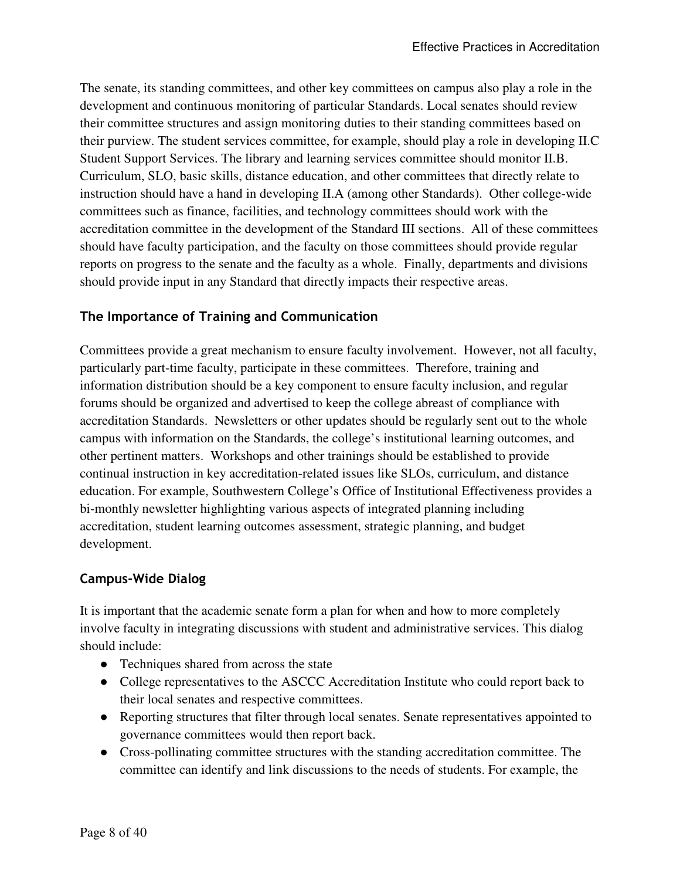The senate, its standing committees, and other key committees on campus also play a role in the development and continuous monitoring of particular Standards. Local senates should review their committee structures and assign monitoring duties to their standing committees based on their purview. The student services committee, for example, should play a role in developing II.C Student Support Services. The library and learning services committee should monitor II.B. Curriculum, SLO, basic skills, distance education, and other committees that directly relate to instruction should have a hand in developing II.A (among other Standards). Other college-wide committees such as finance, facilities, and technology committees should work with the accreditation committee in the development of the Standard III sections. All of these committees should have faculty participation, and the faculty on those committees should provide regular reports on progress to the senate and the faculty as a whole. Finally, departments and divisions should provide input in any Standard that directly impacts their respective areas.

### The Importance of Training and Communication

Committees provide a great mechanism to ensure faculty involvement. However, not all faculty, particularly part-time faculty, participate in these committees. Therefore, training and information distribution should be a key component to ensure faculty inclusion, and regular forums should be organized and advertised to keep the college abreast of compliance with accreditation Standards. Newsletters or other updates should be regularly sent out to the whole campus with information on the Standards, the college's institutional learning outcomes, and other pertinent matters. Workshops and other trainings should be established to provide continual instruction in key accreditation-related issues like SLOs, curriculum, and distance education. For example, Southwestern College's Office of Institutional Effectiveness provides a bi-monthly newsletter highlighting various aspects of integrated planning including accreditation, student learning outcomes assessment, strategic planning, and budget development.

### Campus-Wide Dialog

It is important that the academic senate form a plan for when and how to more completely involve faculty in integrating discussions with student and administrative services. This dialog should include:

- Techniques shared from across the state
- College representatives to the ASCCC Accreditation Institute who could report back to their local senates and respective committees.
- Reporting structures that filter through local senates. Senate representatives appointed to governance committees would then report back.
- Cross-pollinating committee structures with the standing accreditation committee. The committee can identify and link discussions to the needs of students. For example, the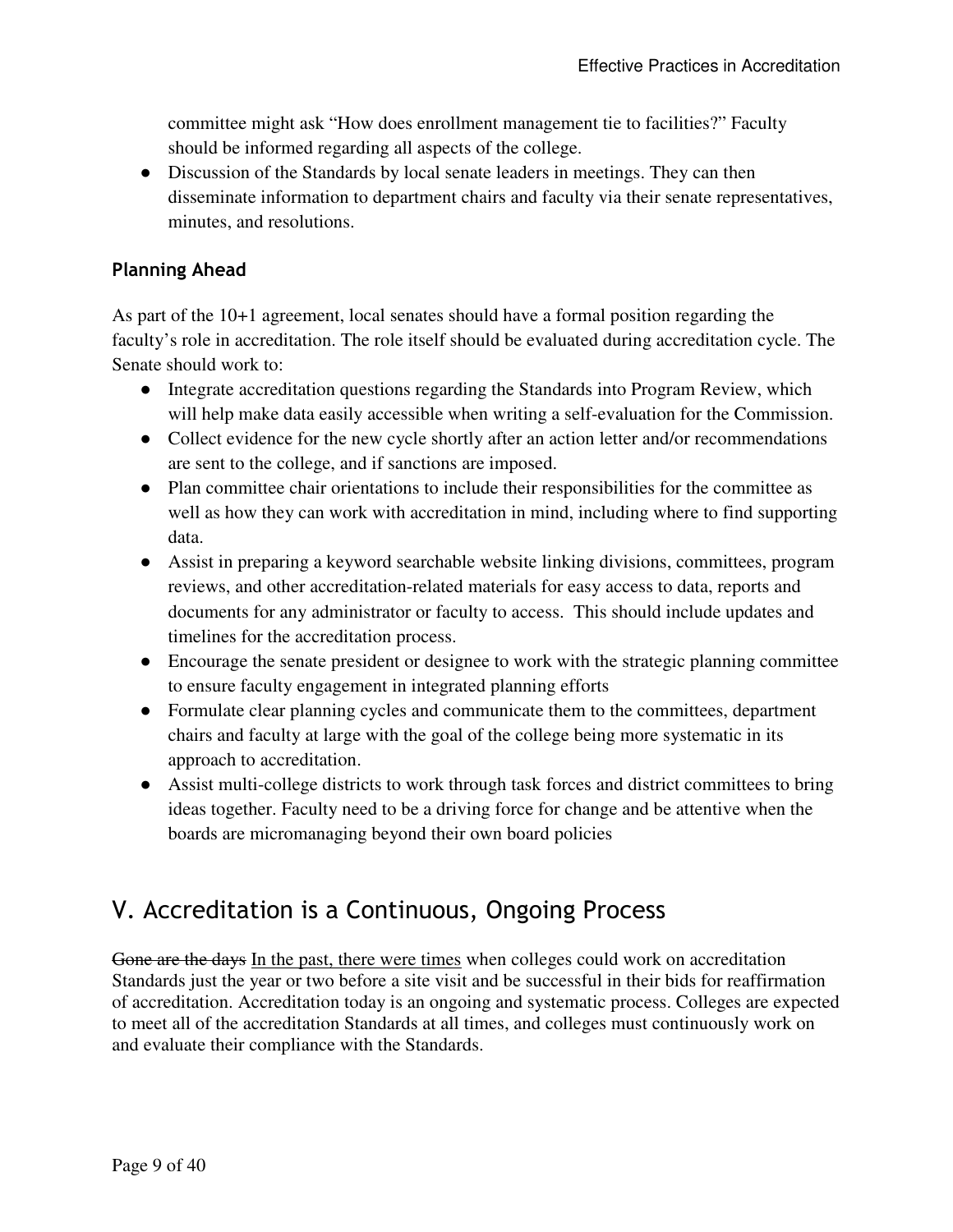committee might ask "How does enrollment management tie to facilities?" Faculty should be informed regarding all aspects of the college.

- Discussion of the Standards by local senate leaders in meetings. They can then disseminate information to department chairs and faculty via their senate representatives, minutes, and resolutions.

### Planning Ahead

As part of the 10+1 agreement, local senates should have a formal position regarding the faculty's role in accreditation. The role itself should be evaluated during accreditation cycle. The Senate should work to:

- Integrate accreditation questions regarding the Standards into Program Review, which will help make data easily accessible when writing a self-evaluation for the Commission.
- Collect evidence for the new cycle shortly after an action letter and/or recommendations are sent to the college, and if sanctions are imposed.
- Plan committee chair orientations to include their responsibilities for the committee as well as how they can work with accreditation in mind, including where to find supporting data.
- Assist in preparing a keyword searchable website linking divisions, committees, program reviews, and other accreditation-related materials for easy access to data, reports and documents for any administrator or faculty to access. This should include updates and timelines for the accreditation process.
- Encourage the senate president or designee to work with the strategic planning committee to ensure faculty engagement in integrated planning efforts
- Formulate clear planning cycles and communicate them to the committees, department chairs and faculty at large with the goal of the college being more systematic in its approach to accreditation.
- Assist multi-college districts to work through task forces and district committees to bring ideas together. Faculty need to be a driving force for change and be attentive when the boards are micromanaging beyond their own board policies

## V. Accreditation is a Continuous, Ongoing Process

~~Gone are the days~~ <u>In the past, there were times</u> when colleges could work on accreditation Standards just the year or two before a site visit and be successful in their bids for reaffirmation of accreditation. Accreditation today is an ongoing and systematic process. Colleges are expected to meet all of the accreditation Standards at all times, and colleges must continuously work on and evaluate their compliance with the Standards.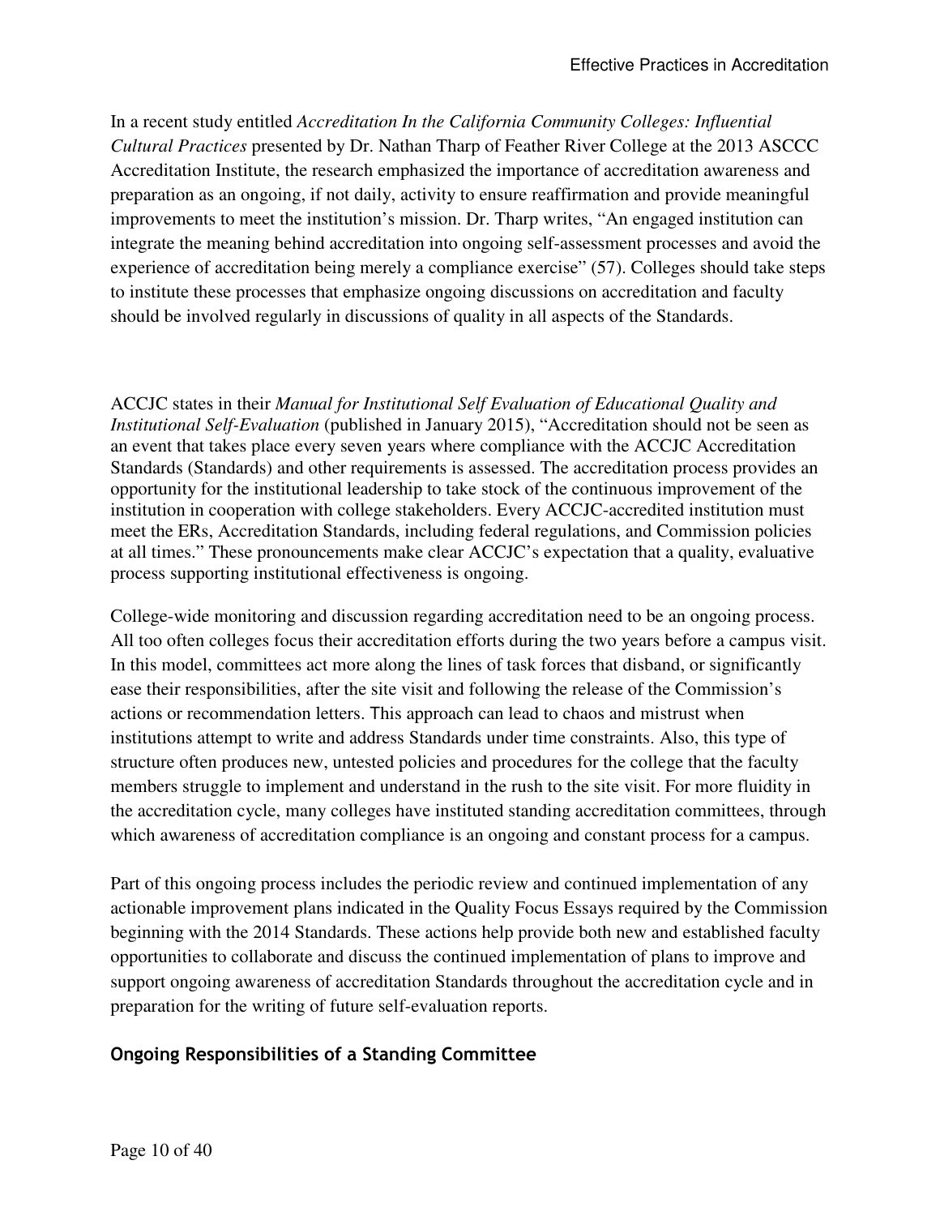In a recent study entitled *Accreditation In the California Community Colleges: Influential Cultural Practices* presented by Dr. Nathan Tharp of Feather River College at the 2013 ASCCC Accreditation Institute, the research emphasized the importance of accreditation awareness and preparation as an ongoing, if not daily, activity to ensure reaffirmation and provide meaningful improvements to meet the institution's mission. Dr. Tharp writes, "An engaged institution can integrate the meaning behind accreditation into ongoing self-assessment processes and avoid the experience of accreditation being merely a compliance exercise" (57). Colleges should take steps to institute these processes that emphasize ongoing discussions on accreditation and faculty should be involved regularly in discussions of quality in all aspects of the Standards.

ACCJC states in their *Manual for Institutional Self Evaluation of Educational Quality and Institutional Self-Evaluation* (published in January 2015), "Accreditation should not be seen as an event that takes place every seven years where compliance with the ACCJC Accreditation Standards (Standards) and other requirements is assessed. The accreditation process provides an opportunity for the institutional leadership to take stock of the continuous improvement of the institution in cooperation with college stakeholders. Every ACCJC-accredited institution must meet the ERs, Accreditation Standards, including federal regulations, and Commission policies at all times." These pronouncements make clear ACCJC's expectation that a quality, evaluative process supporting institutional effectiveness is ongoing.

College-wide monitoring and discussion regarding accreditation need to be an ongoing process. All too often colleges focus their accreditation efforts during the two years before a campus visit. In this model, committees act more along the lines of task forces that disband, or significantly ease their responsibilities, after the site visit and following the release of the Commission's actions or recommendation letters. This approach can lead to chaos and mistrust when institutions attempt to write and address Standards under time constraints. Also, this type of structure often produces new, untested policies and procedures for the college that the faculty members struggle to implement and understand in the rush to the site visit. For more fluidity in the accreditation cycle, many colleges have instituted standing accreditation committees, through which awareness of accreditation compliance is an ongoing and constant process for a campus.

Part of this ongoing process includes the periodic review and continued implementation of any actionable improvement plans indicated in the Quality Focus Essays required by the Commission beginning with the 2014 Standards. These actions help provide both new and established faculty opportunities to collaborate and discuss the continued implementation of plans to improve and support ongoing awareness of accreditation Standards throughout the accreditation cycle and in preparation for the writing of future self-evaluation reports.

### Ongoing Responsibilities of a Standing Committee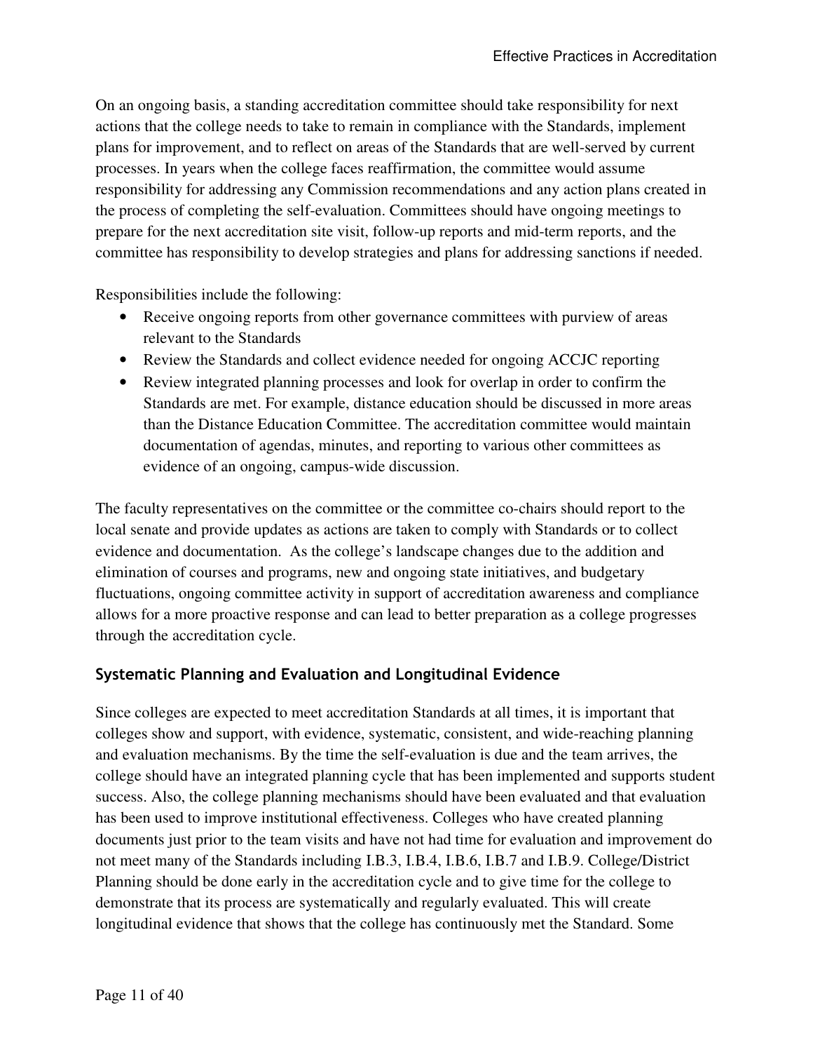On an ongoing basis, a standing accreditation committee should take responsibility for next actions that the college needs to take to remain in compliance with the Standards, implement plans for improvement, and to reflect on areas of the Standards that are well-served by current processes. In years when the college faces reaffirmation, the committee would assume responsibility for addressing any Commission recommendations and any action plans created in the process of completing the self-evaluation. Committees should have ongoing meetings to prepare for the next accreditation site visit, follow-up reports and mid-term reports, and the committee has responsibility to develop strategies and plans for addressing sanctions if needed.

Responsibilities include the following:

- Receive ongoing reports from other governance committees with purview of areas relevant to the Standards
- Review the Standards and collect evidence needed for ongoing ACCJC reporting
- Review integrated planning processes and look for overlap in order to confirm the Standards are met. For example, distance education should be discussed in more areas than the Distance Education Committee. The accreditation committee would maintain documentation of agendas, minutes, and reporting to various other committees as evidence of an ongoing, campus-wide discussion.

The faculty representatives on the committee or the committee co-chairs should report to the local senate and provide updates as actions are taken to comply with Standards or to collect evidence and documentation. As the college's landscape changes due to the addition and elimination of courses and programs, new and ongoing state initiatives, and budgetary fluctuations, ongoing committee activity in support of accreditation awareness and compliance allows for a more proactive response and can lead to better preparation as a college progresses through the accreditation cycle.

### Systematic Planning and Evaluation and Longitudinal Evidence

Since colleges are expected to meet accreditation Standards at all times, it is important that colleges show and support, with evidence, systematic, consistent, and wide-reaching planning and evaluation mechanisms. By the time the self-evaluation is due and the team arrives, the college should have an integrated planning cycle that has been implemented and supports student success. Also, the college planning mechanisms should have been evaluated and that evaluation has been used to improve institutional effectiveness. Colleges who have created planning documents just prior to the team visits and have not had time for evaluation and improvement do not meet many of the Standards including I.B.3, I.B.4, I.B.6, I.B.7 and I.B.9. College/District Planning should be done early in the accreditation cycle and to give time for the college to demonstrate that its process are systematically and regularly evaluated. This will create longitudinal evidence that shows that the college has continuously met the Standard. Some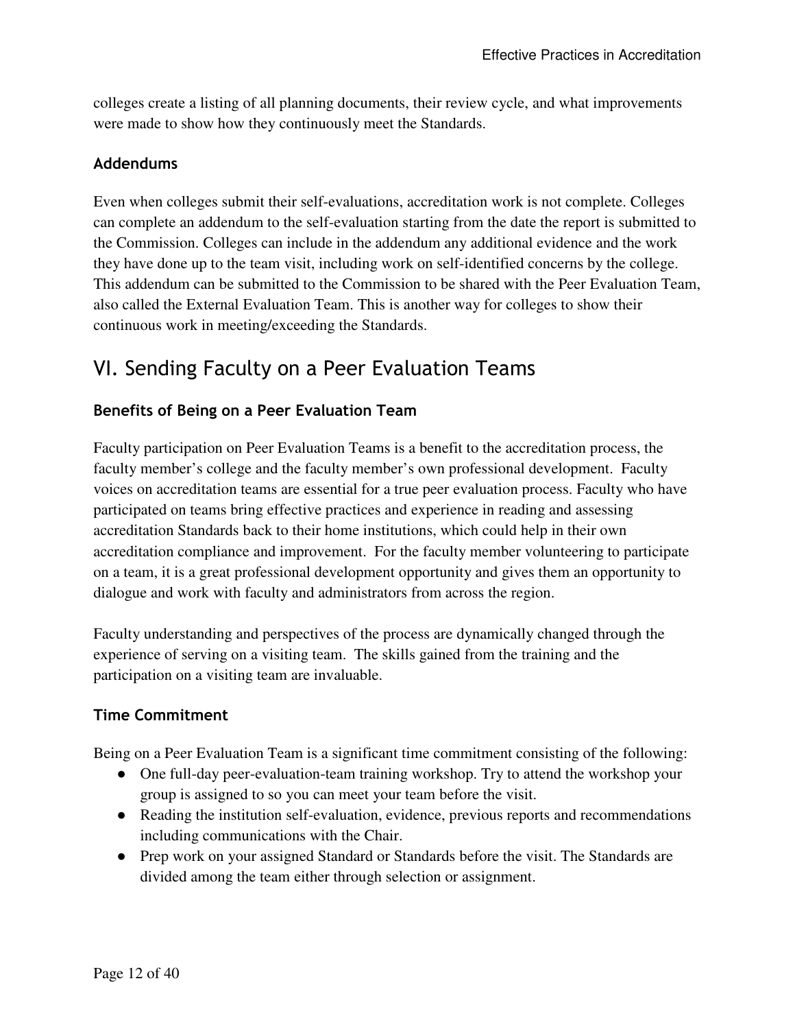colleges create a listing of all planning documents, their review cycle, and what improvements were made to show how they continuously meet the Standards.

### Addendums

Even when colleges submit their self-evaluations, accreditation work is not complete. Colleges can complete an addendum to the self-evaluation starting from the date the report is submitted to the Commission. Colleges can include in the addendum any additional evidence and the work they have done up to the team visit, including work on self-identified concerns by the college. This addendum can be submitted to the Commission to be shared with the Peer Evaluation Team, also called the External Evaluation Team. This is another way for colleges to show their continuous work in meeting/exceeding the Standards.

## VI. Sending Faculty on a Peer Evaluation Teams

### Benefits of Being on a Peer Evaluation Team

Faculty participation on Peer Evaluation Teams is a benefit to the accreditation process, the faculty member's college and the faculty member's own professional development. Faculty voices on accreditation teams are essential for a true peer evaluation process. Faculty who have participated on teams bring effective practices and experience in reading and assessing accreditation Standards back to their home institutions, which could help in their own accreditation compliance and improvement. For the faculty member volunteering to participate on a team, it is a great professional development opportunity and gives them an opportunity to dialogue and work with faculty and administrators from across the region.

Faculty understanding and perspectives of the process are dynamically changed through the experience of serving on a visiting team. The skills gained from the training and the participation on a visiting team are invaluable.

### Time Commitment

Being on a Peer Evaluation Team is a significant time commitment consisting of the following:

- One full-day peer-evaluation-team training workshop. Try to attend the workshop your group is assigned to so you can meet your team before the visit.
- Reading the institution self-evaluation, evidence, previous reports and recommendations including communications with the Chair.
- Prep work on your assigned Standard or Standards before the visit. The Standards are divided among the team either through selection or assignment.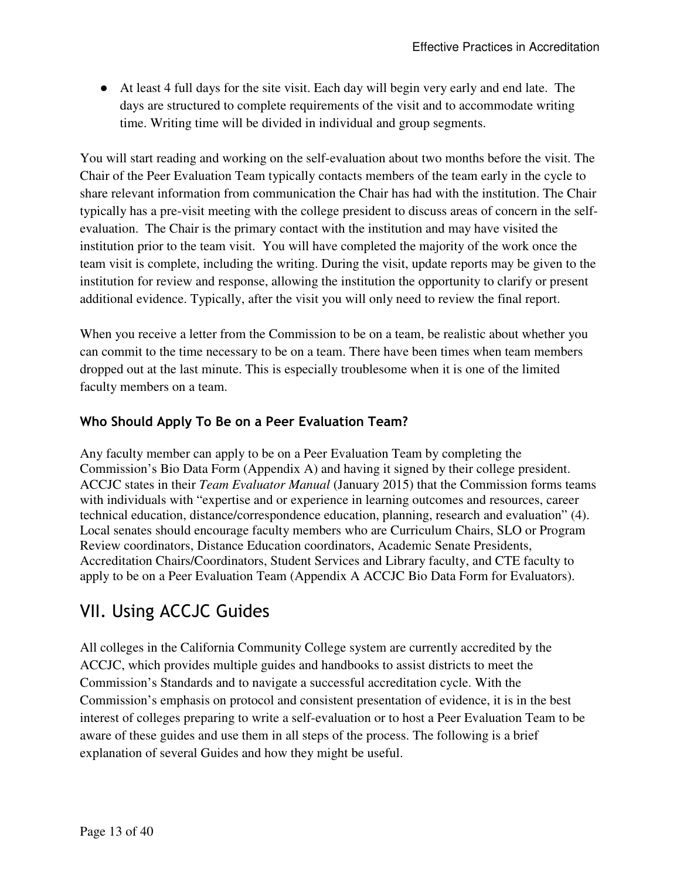- At least 4 full days for the site visit. Each day will begin very early and end late. The days are structured to complete requirements of the visit and to accommodate writing time. Writing time will be divided in individual and group segments.

You will start reading and working on the self-evaluation about two months before the visit. The Chair of the Peer Evaluation Team typically contacts members of the team early in the cycle to share relevant information from communication the Chair has had with the institution. The Chair typically has a pre-visit meeting with the college president to discuss areas of concern in the self-evaluation. The Chair is the primary contact with the institution and may have visited the institution prior to the team visit. You will have completed the majority of the work once the team visit is complete, including the writing. During the visit, update reports may be given to the institution for review and response, allowing the institution the opportunity to clarify or present additional evidence. Typically, after the visit you will only need to review the final report.

When you receive a letter from the Commission to be on a team, be realistic about whether you can commit to the time necessary to be on a team. There have been times when team members dropped out at the last minute. This is especially troublesome when it is one of the limited faculty members on a team.

### Who Should Apply To Be on a Peer Evaluation Team?

Any faculty member can apply to be on a Peer Evaluation Team by completing the Commission's Bio Data Form (Appendix A) and having it signed by their college president. ACCJC states in their *Team Evaluator Manual* (January 2015) that the Commission forms teams with individuals with "expertise and or experience in learning outcomes and resources, career technical education, distance/correspondence education, planning, research and evaluation" (4). Local senates should encourage faculty members who are Curriculum Chairs, SLO or Program Review coordinators, Distance Education coordinators, Academic Senate Presidents, Accreditation Chairs/Coordinators, Student Services and Library faculty, and CTE faculty to apply to be on a Peer Evaluation Team (Appendix A ACCJC Bio Data Form for Evaluators).

## VII. Using ACCJC Guides

All colleges in the California Community College system are currently accredited by the ACCJC, which provides multiple guides and handbooks to assist districts to meet the Commission's Standards and to navigate a successful accreditation cycle. With the Commission's emphasis on protocol and consistent presentation of evidence, it is in the best interest of colleges preparing to write a self-evaluation or to host a Peer Evaluation Team to be aware of these guides and use them in all steps of the process. The following is a brief explanation of several Guides and how they might be useful.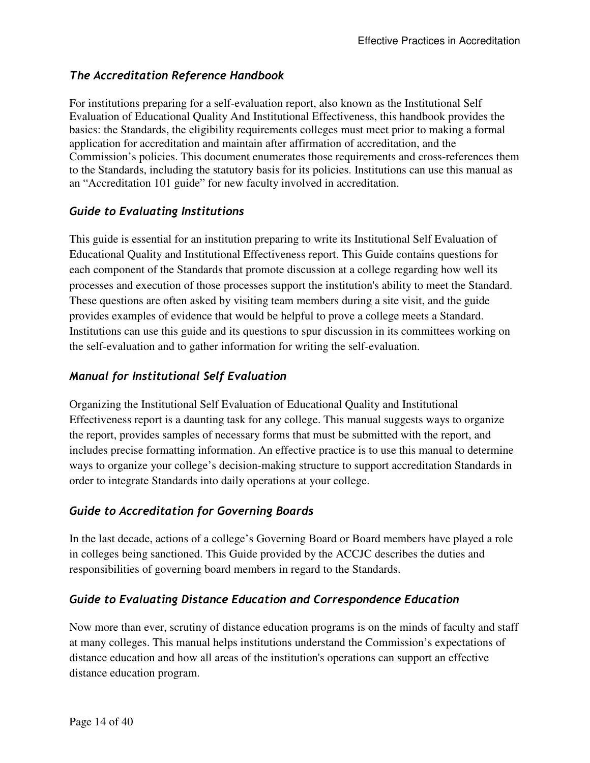### *The Accreditation Reference Handbook*

For institutions preparing for a self-evaluation report, also known as the Institutional Self Evaluation of Educational Quality And Institutional Effectiveness, this handbook provides the basics: the Standards, the eligibility requirements colleges must meet prior to making a formal application for accreditation and maintain after affirmation of accreditation, and the Commission's policies. This document enumerates those requirements and cross-references them to the Standards, including the statutory basis for its policies. Institutions can use this manual as an "Accreditation 101 guide" for new faculty involved in accreditation.

### *Guide to Evaluating Institutions*

This guide is essential for an institution preparing to write its Institutional Self Evaluation of Educational Quality and Institutional Effectiveness report. This Guide contains questions for each component of the Standards that promote discussion at a college regarding how well its processes and execution of those processes support the institution's ability to meet the Standard. These questions are often asked by visiting team members during a site visit, and the guide provides examples of evidence that would be helpful to prove a college meets a Standard. Institutions can use this guide and its questions to spur discussion in its committees working on the self-evaluation and to gather information for writing the self-evaluation.

### *Manual for Institutional Self Evaluation*

Organizing the Institutional Self Evaluation of Educational Quality and Institutional Effectiveness report is a daunting task for any college. This manual suggests ways to organize the report, provides samples of necessary forms that must be submitted with the report, and includes precise formatting information. An effective practice is to use this manual to determine ways to organize your college's decision-making structure to support accreditation Standards in order to integrate Standards into daily operations at your college.

### *Guide to Accreditation for Governing Boards*

In the last decade, actions of a college's Governing Board or Board members have played a role in colleges being sanctioned. This Guide provided by the ACCJC describes the duties and responsibilities of governing board members in regard to the Standards.

### *Guide to Evaluating Distance Education and Correspondence Education*

Now more than ever, scrutiny of distance education programs is on the minds of faculty and staff at many colleges. This manual helps institutions understand the Commission's expectations of distance education and how all areas of the institution's operations can support an effective distance education program.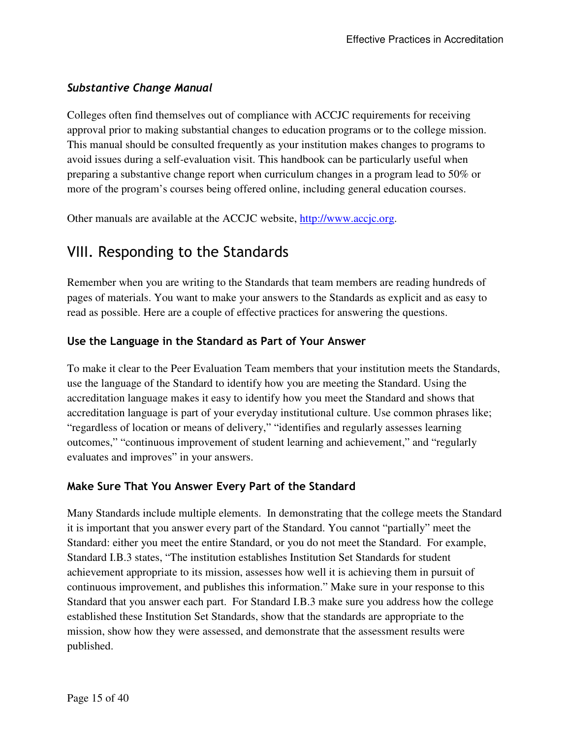### *Substantive Change Manual*

Colleges often find themselves out of compliance with ACCJC requirements for receiving approval prior to making substantial changes to education programs or to the college mission. This manual should be consulted frequently as your institution makes changes to programs to avoid issues during a self-evaluation visit. This handbook can be particularly useful when preparing a substantive change report when curriculum changes in a program lead to 50% or more of the program's courses being offered online, including general education courses.

Other manuals are available at the ACCJC website, [http://www.accjc.org](http://www.accjc.org).

## VIII. Responding to the Standards

Remember when you are writing to the Standards that team members are reading hundreds of pages of materials. You want to make your answers to the Standards as explicit and as easy to read as possible. Here are a couple of effective practices for answering the questions.

### Use the Language in the Standard as Part of Your Answer

To make it clear to the Peer Evaluation Team members that your institution meets the Standards, use the language of the Standard to identify how you are meeting the Standard. Using the accreditation language makes it easy to identify how you meet the Standard and shows that accreditation language is part of your everyday institutional culture. Use common phrases like; "regardless of location or means of delivery," "identifies and regularly assesses learning outcomes," "continuous improvement of student learning and achievement," and "regularly evaluates and improves" in your answers.

### Make Sure That You Answer Every Part of the Standard

Many Standards include multiple elements. In demonstrating that the college meets the Standard it is important that you answer every part of the Standard. You cannot "partially" meet the Standard: either you meet the entire Standard, or you do not meet the Standard. For example, Standard I.B.3 states, "The institution establishes Institution Set Standards for student achievement appropriate to its mission, assesses how well it is achieving them in pursuit of continuous improvement, and publishes this information." Make sure in your response to this Standard that you answer each part. For Standard I.B.3 make sure you address how the college established these Institution Set Standards, show that the standards are appropriate to the mission, show how they were assessed, and demonstrate that the assessment results were published.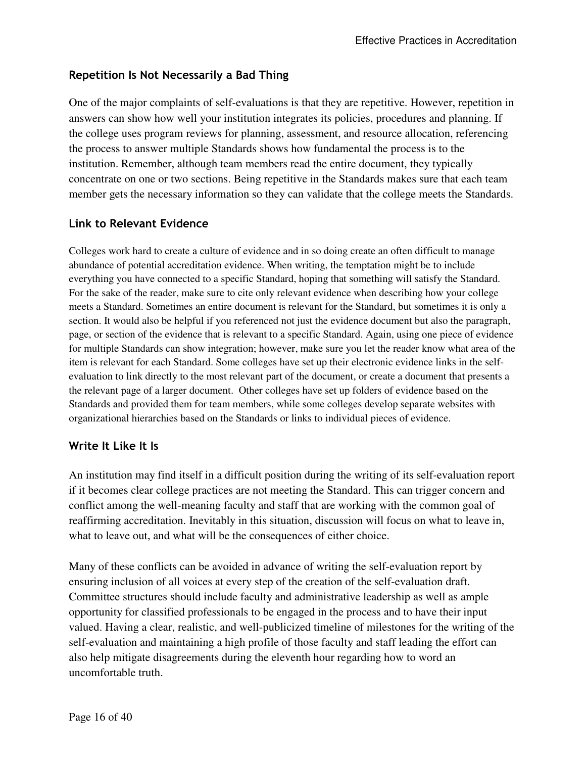### Repetition Is Not Necessarily a Bad Thing

One of the major complaints of self-evaluations is that they are repetitive. However, repetition in answers can show how well your institution integrates its policies, procedures and planning. If the college uses program reviews for planning, assessment, and resource allocation, referencing the process to answer multiple Standards shows how fundamental the process is to the institution. Remember, although team members read the entire document, they typically concentrate on one or two sections. Being repetitive in the Standards makes sure that each team member gets the necessary information so they can validate that the college meets the Standards.

### Link to Relevant Evidence

Colleges work hard to create a culture of evidence and in so doing create an often difficult to manage abundance of potential accreditation evidence. When writing, the temptation might be to include everything you have connected to a specific Standard, hoping that something will satisfy the Standard. For the sake of the reader, make sure to cite only relevant evidence when describing how your college meets a Standard. Sometimes an entire document is relevant for the Standard, but sometimes it is only a section. It would also be helpful if you referenced not just the evidence document but also the paragraph, page, or section of the evidence that is relevant to a specific Standard. Again, using one piece of evidence for multiple Standards can show integration; however, make sure you let the reader know what area of the item is relevant for each Standard. Some colleges have set up their electronic evidence links in the self-evaluation to link directly to the most relevant part of the document, or create a document that presents a the relevant page of a larger document. Other colleges have set up folders of evidence based on the Standards and provided them for team members, while some colleges develop separate websites with organizational hierarchies based on the Standards or links to individual pieces of evidence.

### Write It Like It Is

An institution may find itself in a difficult position during the writing of its self-evaluation report if it becomes clear college practices are not meeting the Standard. This can trigger concern and conflict among the well-meaning faculty and staff that are working with the common goal of reaffirming accreditation. Inevitably in this situation, discussion will focus on what to leave in, what to leave out, and what will be the consequences of either choice.

Many of these conflicts can be avoided in advance of writing the self-evaluation report by ensuring inclusion of all voices at every step of the creation of the self-evaluation draft. Committee structures should include faculty and administrative leadership as well as ample opportunity for classified professionals to be engaged in the process and to have their input valued. Having a clear, realistic, and well-publicized timeline of milestones for the writing of the self-evaluation and maintaining a high profile of those faculty and staff leading the effort can also help mitigate disagreements during the eleventh hour regarding how to word an uncomfortable truth.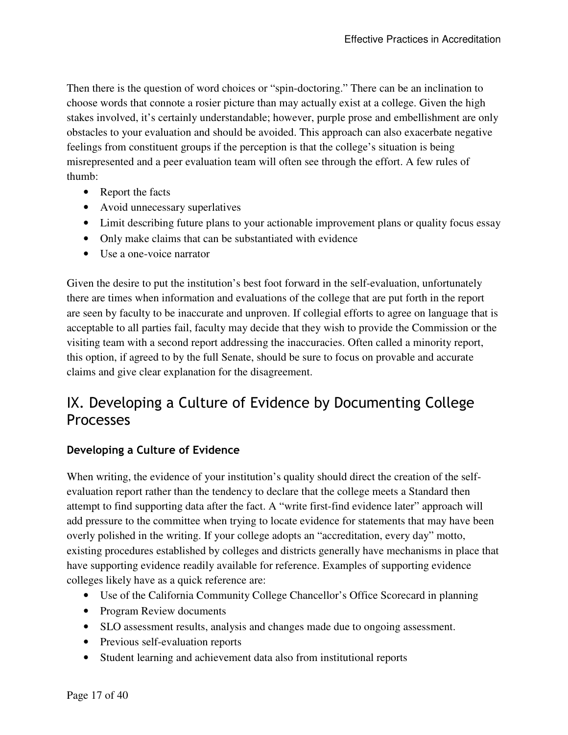Then there is the question of word choices or “spin-doctoring.” There can be an inclination to choose words that connote a rosier picture than may actually exist at a college. Given the high stakes involved, it’s certainly understandable; however, purple prose and embellishment are only obstacles to your evaluation and should be avoided. This approach can also exacerbate negative feelings from constituent groups if the perception is that the college’s situation is being misrepresented and a peer evaluation team will often see through the effort. A few rules of thumb:

- Report the facts
- Avoid unnecessary superlatives
- Limit describing future plans to your actionable improvement plans or quality focus essay
- Only make claims that can be substantiated with evidence
- Use a one-voice narrator

Given the desire to put the institution’s best foot forward in the self-evaluation, unfortunately there are times when information and evaluations of the college that are put forth in the report are seen by faculty to be inaccurate and unproven. If collegial efforts to agree on language that is acceptable to all parties fail, faculty may decide that they wish to provide the Commission or the visiting team with a second report addressing the inaccuracies. Often called a minority report, this option, if agreed to by the full Senate, should be sure to focus on provable and accurate claims and give clear explanation for the disagreement.

## IX. Developing a Culture of Evidence by Documenting College Processes

### Developing a Culture of Evidence

When writing, the evidence of your institution’s quality should direct the creation of the self-evaluation report rather than the tendency to declare that the college meets a Standard then attempt to find supporting data after the fact. A “write first-find evidence later” approach will add pressure to the committee when trying to locate evidence for statements that may have been overly polished in the writing. If your college adopts an “accreditation, every day” motto, existing procedures established by colleges and districts generally have mechanisms in place that have supporting evidence readily available for reference. Examples of supporting evidence colleges likely have as a quick reference are:

- Use of the California Community College Chancellor’s Office Scorecard in planning
- Program Review documents
- SLO assessment results, analysis and changes made due to ongoing assessment.
- Previous self-evaluation reports
- Student learning and achievement data also from institutional reports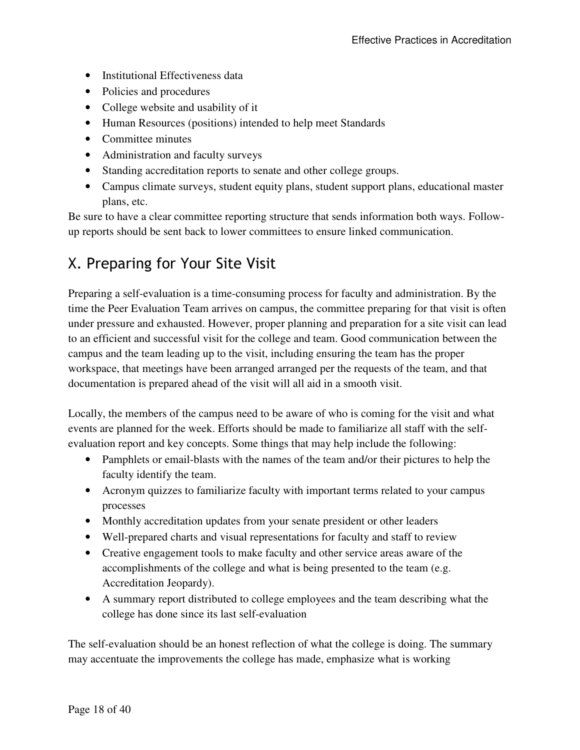- Institutional Effectiveness data
- Policies and procedures
- College website and usability of it
- Human Resources (positions) intended to help meet Standards
- Committee minutes
- Administration and faculty surveys
- Standing accreditation reports to senate and other college groups.
- Campus climate surveys, student equity plans, student support plans, educational master plans, etc.

Be sure to have a clear committee reporting structure that sends information both ways. Follow-up reports should be sent back to lower committees to ensure linked communication.

## X. Preparing for Your Site Visit

Preparing a self-evaluation is a time-consuming process for faculty and administration. By the time the Peer Evaluation Team arrives on campus, the committee preparing for that visit is often under pressure and exhausted. However, proper planning and preparation for a site visit can lead to an efficient and successful visit for the college and team. Good communication between the campus and the team leading up to the visit, including ensuring the team has the proper workspace, that meetings have been arranged arranged per the requests of the team, and that documentation is prepared ahead of the visit will all aid in a smooth visit.

Locally, the members of the campus need to be aware of who is coming for the visit and what events are planned for the week. Efforts should be made to familiarize all staff with the self-evaluation report and key concepts. Some things that may help include the following:

- Pamphlets or email-blasts with the names of the team and/or their pictures to help the faculty identify the team.
- Acronym quizzes to familiarize faculty with important terms related to your campus processes
- Monthly accreditation updates from your senate president or other leaders
- Well-prepared charts and visual representations for faculty and staff to review
- Creative engagement tools to make faculty and other service areas aware of the accomplishments of the college and what is being presented to the team (e.g. Accreditation Jeopardy).
- A summary report distributed to college employees and the team describing what the college has done since its last self-evaluation

The self-evaluation should be an honest reflection of what the college is doing. The summary may accentuate the improvements the college has made, emphasize what is working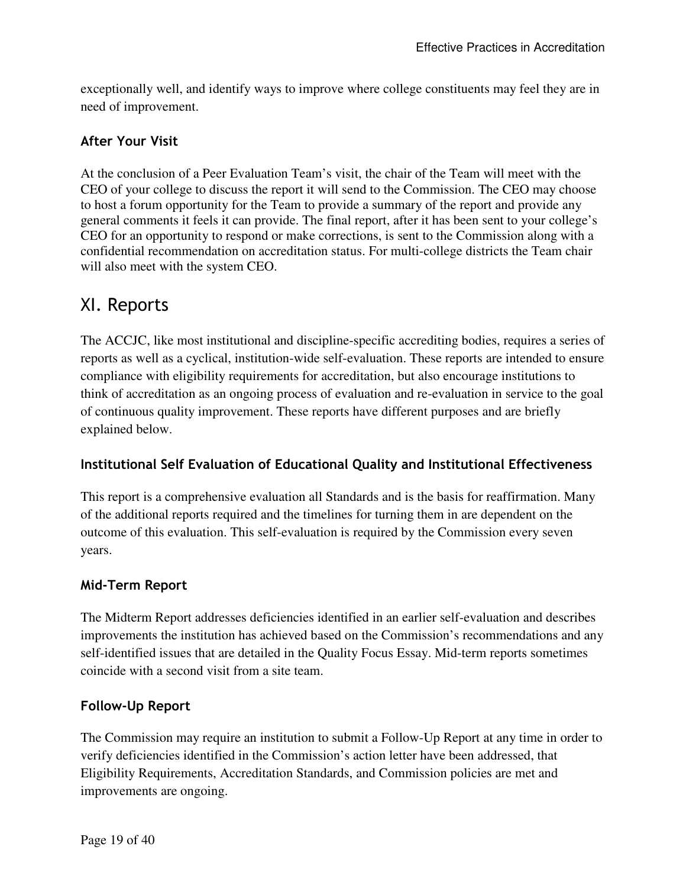exceptionally well, and identify ways to improve where college constituents may feel they are in need of improvement.

### After Your Visit

At the conclusion of a Peer Evaluation Team's visit, the chair of the Team will meet with the CEO of your college to discuss the report it will send to the Commission. The CEO may choose to host a forum opportunity for the Team to provide a summary of the report and provide any general comments it feels it can provide. The final report, after it has been sent to your college's CEO for an opportunity to respond or make corrections, is sent to the Commission along with a confidential recommendation on accreditation status. For multi-college districts the Team chair will also meet with the system CEO.

## XI. Reports

The ACCJC, like most institutional and discipline-specific accrediting bodies, requires a series of reports as well as a cyclical, institution-wide self-evaluation. These reports are intended to ensure compliance with eligibility requirements for accreditation, but also encourage institutions to think of accreditation as an ongoing process of evaluation and re-evaluation in service to the goal of continuous quality improvement. These reports have different purposes and are briefly explained below.

### Institutional Self Evaluation of Educational Quality and Institutional Effectiveness

This report is a comprehensive evaluation all Standards and is the basis for reaffirmation. Many of the additional reports required and the timelines for turning them in are dependent on the outcome of this evaluation. This self-evaluation is required by the Commission every seven years.

### Mid-Term Report

The Midterm Report addresses deficiencies identified in an earlier self-evaluation and describes improvements the institution has achieved based on the Commission's recommendations and any self-identified issues that are detailed in the Quality Focus Essay. Mid-term reports sometimes coincide with a second visit from a site team.

### Follow-Up Report

The Commission may require an institution to submit a Follow-Up Report at any time in order to verify deficiencies identified in the Commission's action letter have been addressed, that Eligibility Requirements, Accreditation Standards, and Commission policies are met and improvements are ongoing.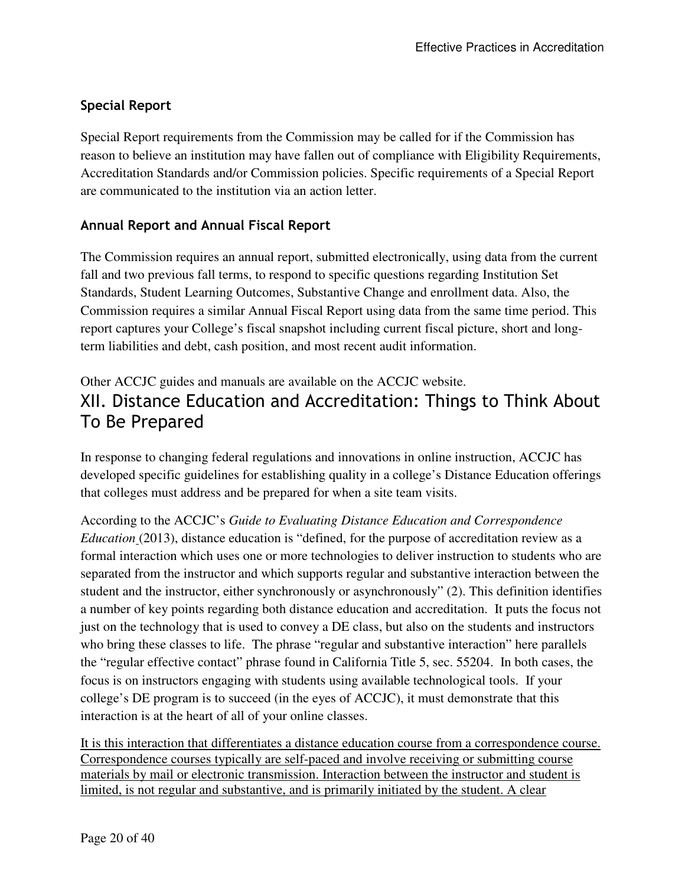### Special Report

Special Report requirements from the Commission may be called for if the Commission has reason to believe an institution may have fallen out of compliance with Eligibility Requirements, Accreditation Standards and/or Commission policies. Specific requirements of a Special Report are communicated to the institution via an action letter.

### Annual Report and Annual Fiscal Report

The Commission requires an annual report, submitted electronically, using data from the current fall and two previous fall terms, to respond to specific questions regarding Institution Set Standards, Student Learning Outcomes, Substantive Change and enrollment data. Also, the Commission requires a similar Annual Fiscal Report using data from the same time period. This report captures your College's fiscal snapshot including current fiscal picture, short and long-term liabilities and debt, cash position, and most recent audit information.

Other ACCJC guides and manuals are available on the ACCJC website.

## XII. Distance Education and Accreditation: Things to Think About To Be Prepared

In response to changing federal regulations and innovations in online instruction, ACCJC has developed specific guidelines for establishing quality in a college's Distance Education offerings that colleges must address and be prepared for when a site team visits.

According to the ACCJC's *Guide to Evaluating Distance Education and Correspondence Education* (2013), distance education is "defined, for the purpose of accreditation review as a formal interaction which uses one or more technologies to deliver instruction to students who are separated from the instructor and which supports regular and substantive interaction between the student and the instructor, either synchronously or asynchronously" (2). This definition identifies a number of key points regarding both distance education and accreditation. It puts the focus not just on the technology that is used to convey a DE class, but also on the students and instructors who bring these classes to life. The phrase "regular and substantive interaction" here parallels the "regular effective contact" phrase found in California Title 5, sec. 55204. In both cases, the focus is on instructors engaging with students using available technological tools. If your college's DE program is to succeed (in the eyes of ACCJC), it must demonstrate that this interaction is at the heart of all of your online classes.

<u>It is this interaction that differentiates a distance education course from a correspondence course. Correspondence courses typically are self-paced and involve receiving or submitting course materials by mail or electronic transmission. Interaction between the instructor and student is limited, is not regular and substantive, and is primarily initiated by the student. A clear</u>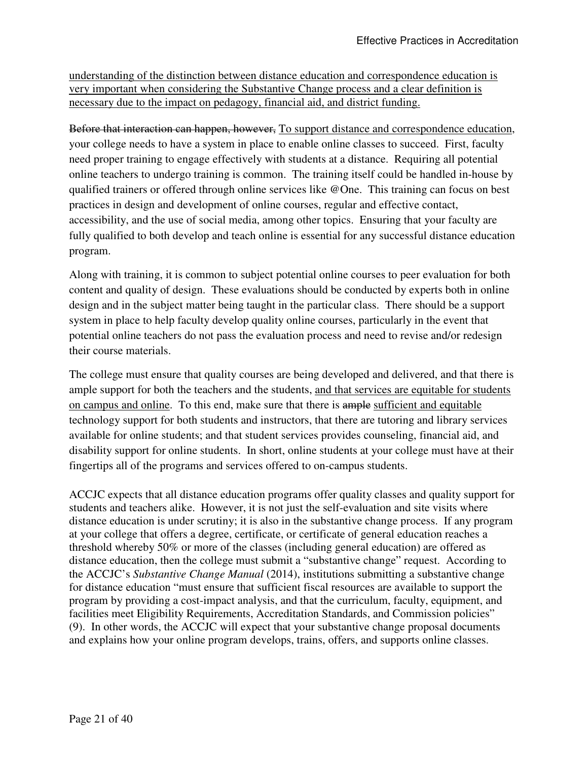<u>understanding of the distinction between distance education and correspondence education is very important when considering the Substantive Change process and a clear definition is necessary due to the impact on pedagogy, financial aid, and district funding.</u>

~~Before that interaction can happen, however,~~ <u>To support distance and correspondence education</u>, your college needs to have a system in place to enable online classes to succeed. First, faculty need proper training to engage effectively with students at a distance. Requiring all potential online teachers to undergo training is common. The training itself could be handled in-house by qualified trainers or offered through online services like @One. This training can focus on best practices in design and development of online courses, regular and effective contact, accessibility, and the use of social media, among other topics. Ensuring that your faculty are fully qualified to both develop and teach online is essential for any successful distance education program.

Along with training, it is common to subject potential online courses to peer evaluation for both content and quality of design. These evaluations should be conducted by experts both in online design and in the subject matter being taught in the particular class. There should be a support system in place to help faculty develop quality online courses, particularly in the event that potential online teachers do not pass the evaluation process and need to revise and/or redesign their course materials.

The college must ensure that quality courses are being developed and delivered, and that there is ample support for both the teachers and the students, <u>and that services are equitable for students on campus and online</u>. To this end, make sure that there is ~~ample~~ <u>sufficient and equitable</u> technology support for both students and instructors, that there are tutoring and library services available for online students; and that student services provides counseling, financial aid, and disability support for online students. In short, online students at your college must have at their fingertips all of the programs and services offered to on-campus students.

ACCJC expects that all distance education programs offer quality classes and quality support for students and teachers alike. However, it is not just the self-evaluation and site visits where distance education is under scrutiny; it is also in the substantive change process. If any program at your college that offers a degree, certificate, or certificate of general education reaches a threshold whereby 50% or more of the classes (including general education) are offered as distance education, then the college must submit a "substantive change" request. According to the ACCJC's *Substantive Change Manual* (2014), institutions submitting a substantive change for distance education "must ensure that sufficient fiscal resources are available to support the program by providing a cost-impact analysis, and that the curriculum, faculty, equipment, and facilities meet Eligibility Requirements, Accreditation Standards, and Commission policies" (9). In other words, the ACCJC will expect that your substantive change proposal documents and explains how your online program develops, trains, offers, and supports online classes.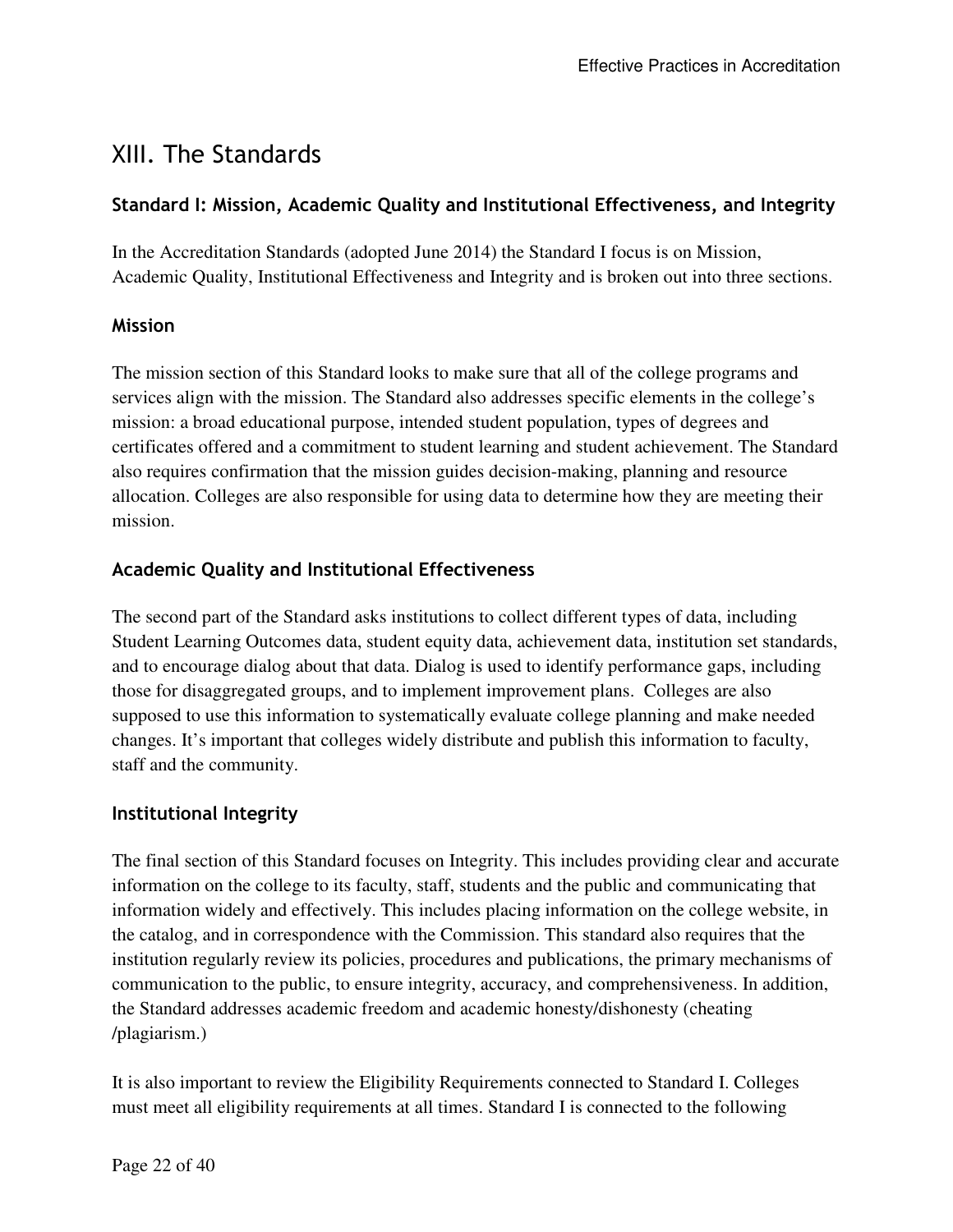# XIII. The Standards

## Standard I: Mission, Academic Quality and Institutional Effectiveness, and Integrity

In the Accreditation Standards (adopted June 2014) the Standard I focus is on Mission, Academic Quality, Institutional Effectiveness and Integrity and is broken out into three sections.

### Mission

The mission section of this Standard looks to make sure that all of the college programs and services align with the mission. The Standard also addresses specific elements in the college's mission: a broad educational purpose, intended student population, types of degrees and certificates offered and a commitment to student learning and student achievement. The Standard also requires confirmation that the mission guides decision-making, planning and resource allocation. Colleges are also responsible for using data to determine how they are meeting their mission.

### Academic Quality and Institutional Effectiveness

The second part of the Standard asks institutions to collect different types of data, including Student Learning Outcomes data, student equity data, achievement data, institution set standards, and to encourage dialog about that data. Dialog is used to identify performance gaps, including those for disaggregated groups, and to implement improvement plans. Colleges are also supposed to use this information to systematically evaluate college planning and make needed changes. It's important that colleges widely distribute and publish this information to faculty, staff and the community.

### Institutional Integrity

The final section of this Standard focuses on Integrity. This includes providing clear and accurate information on the college to its faculty, staff, students and the public and communicating that information widely and effectively. This includes placing information on the college website, in the catalog, and in correspondence with the Commission. This standard also requires that the institution regularly review its policies, procedures and publications, the primary mechanisms of communication to the public, to ensure integrity, accuracy, and comprehensiveness. In addition, the Standard addresses academic freedom and academic honesty/dishonesty (cheating /plagiarism.)

It is also important to review the Eligibility Requirements connected to Standard I. Colleges must meet all eligibility requirements at all times. Standard I is connected to the following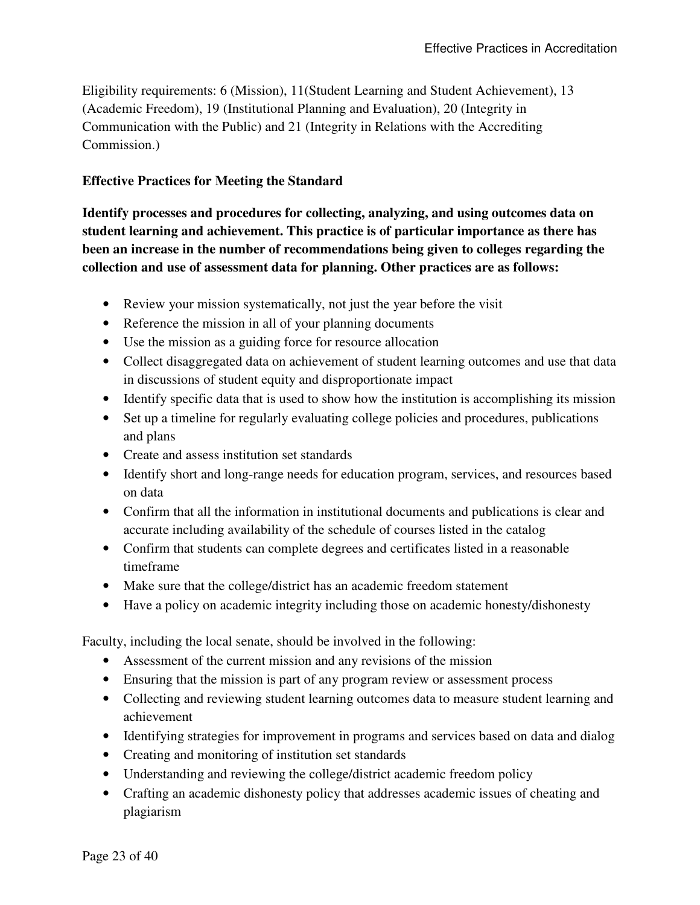Eligibility requirements: 6 (Mission), 11(Student Learning and Student Achievement), 13 (Academic Freedom), 19 (Institutional Planning and Evaluation), 20 (Integrity in Communication with the Public) and 21 (Integrity in Relations with the Accrediting Commission.)

**Effective Practices for Meeting the Standard**

**Identify processes and procedures for collecting, analyzing, and using outcomes data on student learning and achievement. This practice is of particular importance as there has been an increase in the number of recommendations being given to colleges regarding the collection and use of assessment data for planning. Other practices are as follows:**

- Review your mission systematically, not just the year before the visit
- Reference the mission in all of your planning documents
- Use the mission as a guiding force for resource allocation
- Collect disaggregated data on achievement of student learning outcomes and use that data in discussions of student equity and disproportionate impact
- Identify specific data that is used to show how the institution is accomplishing its mission
- Set up a timeline for regularly evaluating college policies and procedures, publications and plans
- Create and assess institution set standards
- Identify short and long-range needs for education program, services, and resources based on data
- Confirm that all the information in institutional documents and publications is clear and accurate including availability of the schedule of courses listed in the catalog
- Confirm that students can complete degrees and certificates listed in a reasonable timeframe
- Make sure that the college/district has an academic freedom statement
- Have a policy on academic integrity including those on academic honesty/dishonesty

Faculty, including the local senate, should be involved in the following:

- Assessment of the current mission and any revisions of the mission
- Ensuring that the mission is part of any program review or assessment process
- Collecting and reviewing student learning outcomes data to measure student learning and achievement
- Identifying strategies for improvement in programs and services based on data and dialog
- Creating and monitoring of institution set standards
- Understanding and reviewing the college/district academic freedom policy
- Crafting an academic dishonesty policy that addresses academic issues of cheating and plagiarism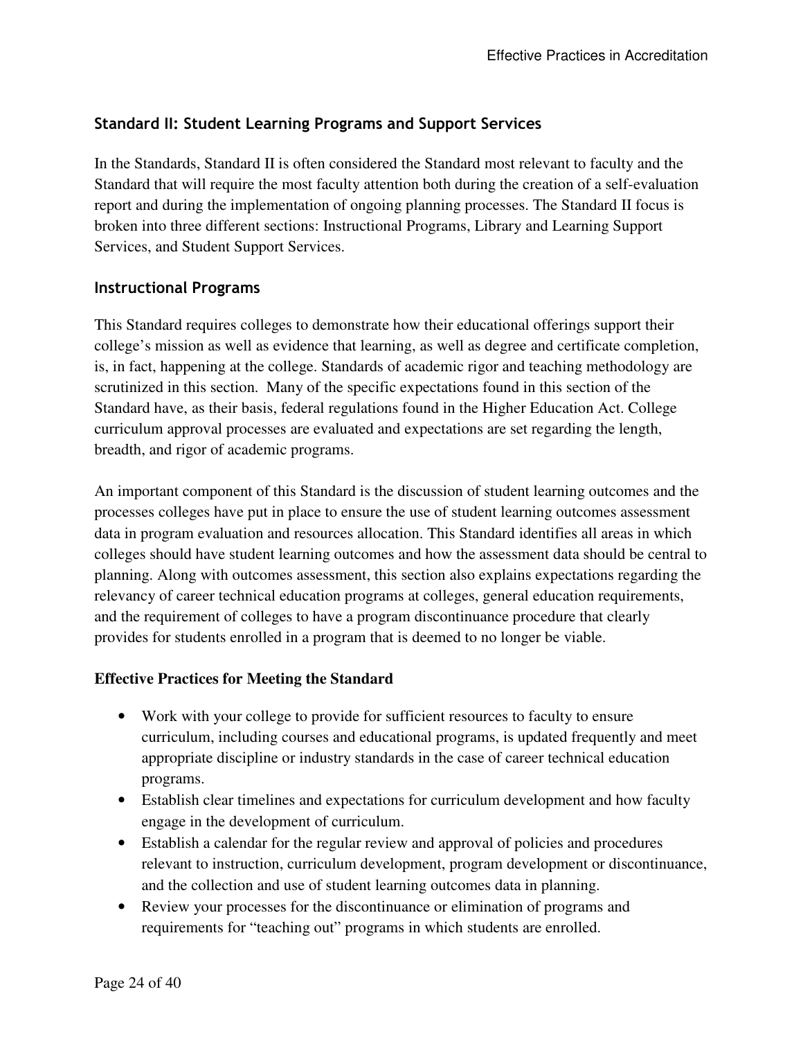## Standard II: Student Learning Programs and Support Services

In the Standards, Standard II is often considered the Standard most relevant to faculty and the Standard that will require the most faculty attention both during the creation of a self-evaluation report and during the implementation of ongoing planning processes. The Standard II focus is broken into three different sections: Instructional Programs, Library and Learning Support Services, and Student Support Services.

### Instructional Programs

This Standard requires colleges to demonstrate how their educational offerings support their college's mission as well as evidence that learning, as well as degree and certificate completion, is, in fact, happening at the college. Standards of academic rigor and teaching methodology are scrutinized in this section. Many of the specific expectations found in this section of the Standard have, as their basis, federal regulations found in the Higher Education Act. College curriculum approval processes are evaluated and expectations are set regarding the length, breadth, and rigor of academic programs.

An important component of this Standard is the discussion of student learning outcomes and the processes colleges have put in place to ensure the use of student learning outcomes assessment data in program evaluation and resources allocation. This Standard identifies all areas in which colleges should have student learning outcomes and how the assessment data should be central to planning. Along with outcomes assessment, this section also explains expectations regarding the relevancy of career technical education programs at colleges, general education requirements, and the requirement of colleges to have a program discontinuance procedure that clearly provides for students enrolled in a program that is deemed to no longer be viable.

**Effective Practices for Meeting the Standard**

- Work with your college to provide for sufficient resources to faculty to ensure curriculum, including courses and educational programs, is updated frequently and meet appropriate discipline or industry standards in the case of career technical education programs.
- Establish clear timelines and expectations for curriculum development and how faculty engage in the development of curriculum.
- Establish a calendar for the regular review and approval of policies and procedures relevant to instruction, curriculum development, program development or discontinuance, and the collection and use of student learning outcomes data in planning.
- Review your processes for the discontinuance or elimination of programs and requirements for "teaching out" programs in which students are enrolled.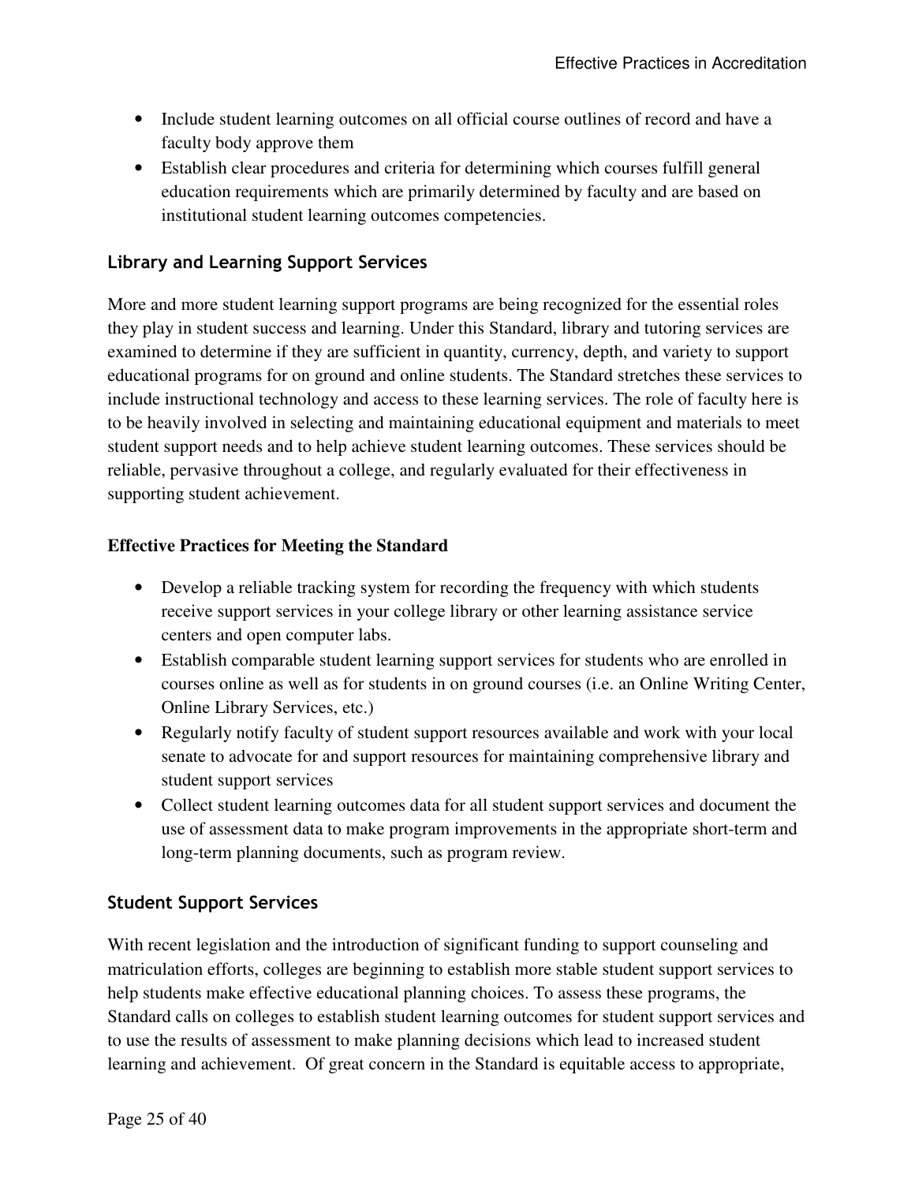- Include student learning outcomes on all official course outlines of record and have a faculty body approve them
- Establish clear procedures and criteria for determining which courses fulfill general education requirements which are primarily determined by faculty and are based on institutional student learning outcomes competencies.

## Library and Learning Support Services

More and more student learning support programs are being recognized for the essential roles they play in student success and learning. Under this Standard, library and tutoring services are examined to determine if they are sufficient in quantity, currency, depth, and variety to support educational programs for on ground and online students. The Standard stretches these services to include instructional technology and access to these learning services. The role of faculty here is to be heavily involved in selecting and maintaining educational equipment and materials to meet student support needs and to help achieve student learning outcomes. These services should be reliable, pervasive throughout a college, and regularly evaluated for their effectiveness in supporting student achievement.

**Effective Practices for Meeting the Standard**

- Develop a reliable tracking system for recording the frequency with which students receive support services in your college library or other learning assistance service centers and open computer labs.
- Establish comparable student learning support services for students who are enrolled in courses online as well as for students in on ground courses (i.e. an Online Writing Center, Online Library Services, etc.)
- Regularly notify faculty of student support resources available and work with your local senate to advocate for and support resources for maintaining comprehensive library and student support services
- Collect student learning outcomes data for all student support services and document the use of assessment data to make program improvements in the appropriate short-term and long-term planning documents, such as program review.

## Student Support Services

With recent legislation and the introduction of significant funding to support counseling and matriculation efforts, colleges are beginning to establish more stable student support services to help students make effective educational planning choices. To assess these programs, the Standard calls on colleges to establish student learning outcomes for student support services and to use the results of assessment to make planning decisions which lead to increased student learning and achievement. Of great concern in the Standard is equitable access to appropriate,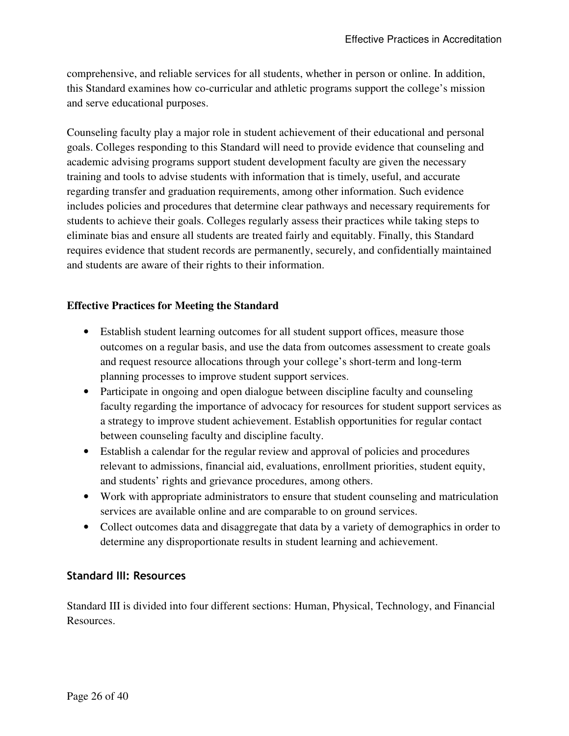comprehensive, and reliable services for all students, whether in person or online. In addition, this Standard examines how co-curricular and athletic programs support the college's mission and serve educational purposes.

Counseling faculty play a major role in student achievement of their educational and personal goals. Colleges responding to this Standard will need to provide evidence that counseling and academic advising programs support student development faculty are given the necessary training and tools to advise students with information that is timely, useful, and accurate regarding transfer and graduation requirements, among other information. Such evidence includes policies and procedures that determine clear pathways and necessary requirements for students to achieve their goals. Colleges regularly assess their practices while taking steps to eliminate bias and ensure all students are treated fairly and equitably. Finally, this Standard requires evidence that student records are permanently, securely, and confidentially maintained and students are aware of their rights to their information.

**Effective Practices for Meeting the Standard**

- Establish student learning outcomes for all student support offices, measure those outcomes on a regular basis, and use the data from outcomes assessment to create goals and request resource allocations through your college's short-term and long-term planning processes to improve student support services.
- Participate in ongoing and open dialogue between discipline faculty and counseling faculty regarding the importance of advocacy for resources for student support services as a strategy to improve student achievement. Establish opportunities for regular contact between counseling faculty and discipline faculty.
- Establish a calendar for the regular review and approval of policies and procedures relevant to admissions, financial aid, evaluations, enrollment priorities, student equity, and students' rights and grievance procedures, among others.
- Work with appropriate administrators to ensure that student counseling and matriculation services are available online and are comparable to on ground services.
- Collect outcomes data and disaggregate that data by a variety of demographics in order to determine any disproportionate results in student learning and achievement.

### Standard III: Resources

Standard III is divided into four different sections: Human, Physical, Technology, and Financial Resources.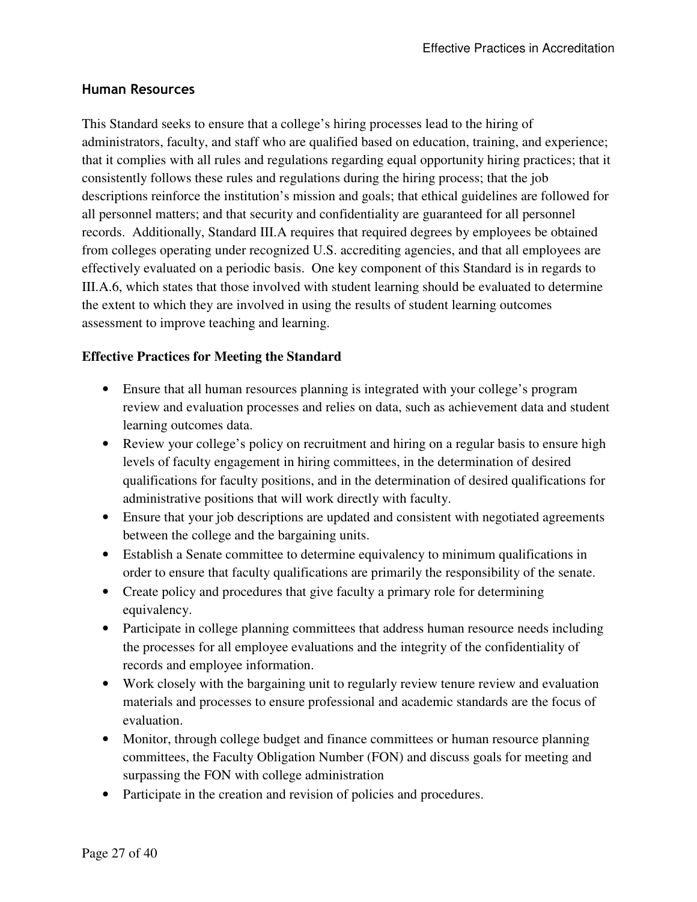## Human Resources

This Standard seeks to ensure that a college's hiring processes lead to the hiring of administrators, faculty, and staff who are qualified based on education, training, and experience; that it complies with all rules and regulations regarding equal opportunity hiring practices; that it consistently follows these rules and regulations during the hiring process; that the job descriptions reinforce the institution's mission and goals; that ethical guidelines are followed for all personnel matters; and that security and confidentiality are guaranteed for all personnel records. Additionally, Standard III.A requires that required degrees by employees be obtained from colleges operating under recognized U.S. accrediting agencies, and that all employees are effectively evaluated on a periodic basis. One key component of this Standard is in regards to III.A.6, which states that those involved with student learning should be evaluated to determine the extent to which they are involved in using the results of student learning outcomes assessment to improve teaching and learning.

**Effective Practices for Meeting the Standard**

- Ensure that all human resources planning is integrated with your college's program review and evaluation processes and relies on data, such as achievement data and student learning outcomes data.
- Review your college's policy on recruitment and hiring on a regular basis to ensure high levels of faculty engagement in hiring committees, in the determination of desired qualifications for faculty positions, and in the determination of desired qualifications for administrative positions that will work directly with faculty.
- Ensure that your job descriptions are updated and consistent with negotiated agreements between the college and the bargaining units.
- Establish a Senate committee to determine equivalency to minimum qualifications in order to ensure that faculty qualifications are primarily the responsibility of the senate.
- Create policy and procedures that give faculty a primary role for determining equivalency.
- Participate in college planning committees that address human resource needs including the processes for all employee evaluations and the integrity of the confidentiality of records and employee information.
- Work closely with the bargaining unit to regularly review tenure review and evaluation materials and processes to ensure professional and academic standards are the focus of evaluation.
- Monitor, through college budget and finance committees or human resource planning committees, the Faculty Obligation Number (FON) and discuss goals for meeting and surpassing the FON with college administration
- Participate in the creation and revision of policies and procedures.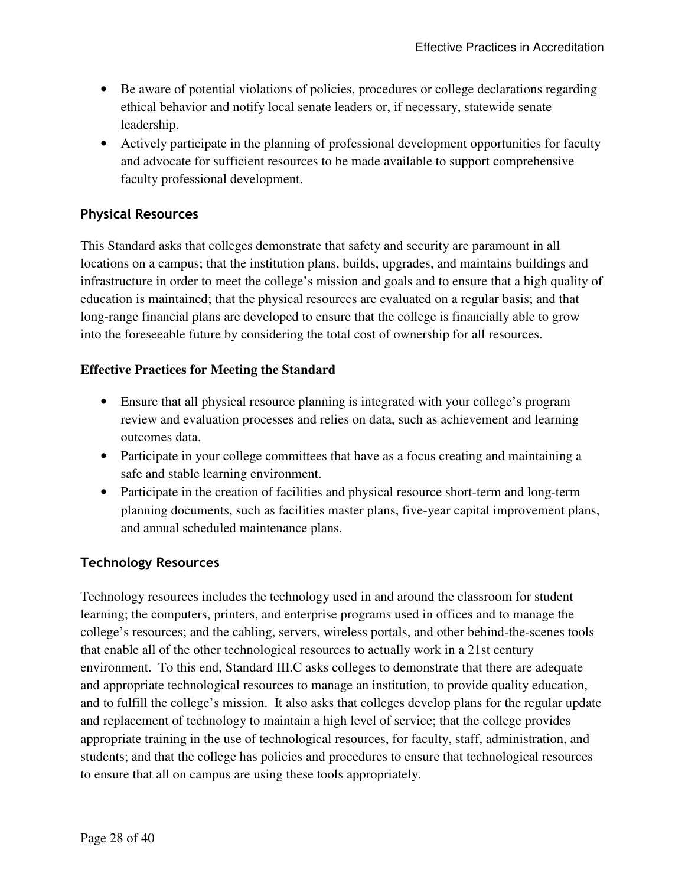- Be aware of potential violations of policies, procedures or college declarations regarding ethical behavior and notify local senate leaders or, if necessary, statewide senate leadership.
- Actively participate in the planning of professional development opportunities for faculty and advocate for sufficient resources to be made available to support comprehensive faculty professional development.

### Physical Resources

This Standard asks that colleges demonstrate that safety and security are paramount in all locations on a campus; that the institution plans, builds, upgrades, and maintains buildings and infrastructure in order to meet the college's mission and goals and to ensure that a high quality of education is maintained; that the physical resources are evaluated on a regular basis; and that long-range financial plans are developed to ensure that the college is financially able to grow into the foreseeable future by considering the total cost of ownership for all resources.

**Effective Practices for Meeting the Standard**

- Ensure that all physical resource planning is integrated with your college's program review and evaluation processes and relies on data, such as achievement and learning outcomes data.
- Participate in your college committees that have as a focus creating and maintaining a safe and stable learning environment.
- Participate in the creation of facilities and physical resource short-term and long-term planning documents, such as facilities master plans, five-year capital improvement plans, and annual scheduled maintenance plans.

### Technology Resources

Technology resources includes the technology used in and around the classroom for student learning; the computers, printers, and enterprise programs used in offices and to manage the college's resources; and the cabling, servers, wireless portals, and other behind-the-scenes tools that enable all of the other technological resources to actually work in a 21st century environment. To this end, Standard III.C asks colleges to demonstrate that there are adequate and appropriate technological resources to manage an institution, to provide quality education, and to fulfill the college's mission. It also asks that colleges develop plans for the regular update and replacement of technology to maintain a high level of service; that the college provides appropriate training in the use of technological resources, for faculty, staff, administration, and students; and that the college has policies and procedures to ensure that technological resources to ensure that all on campus are using these tools appropriately.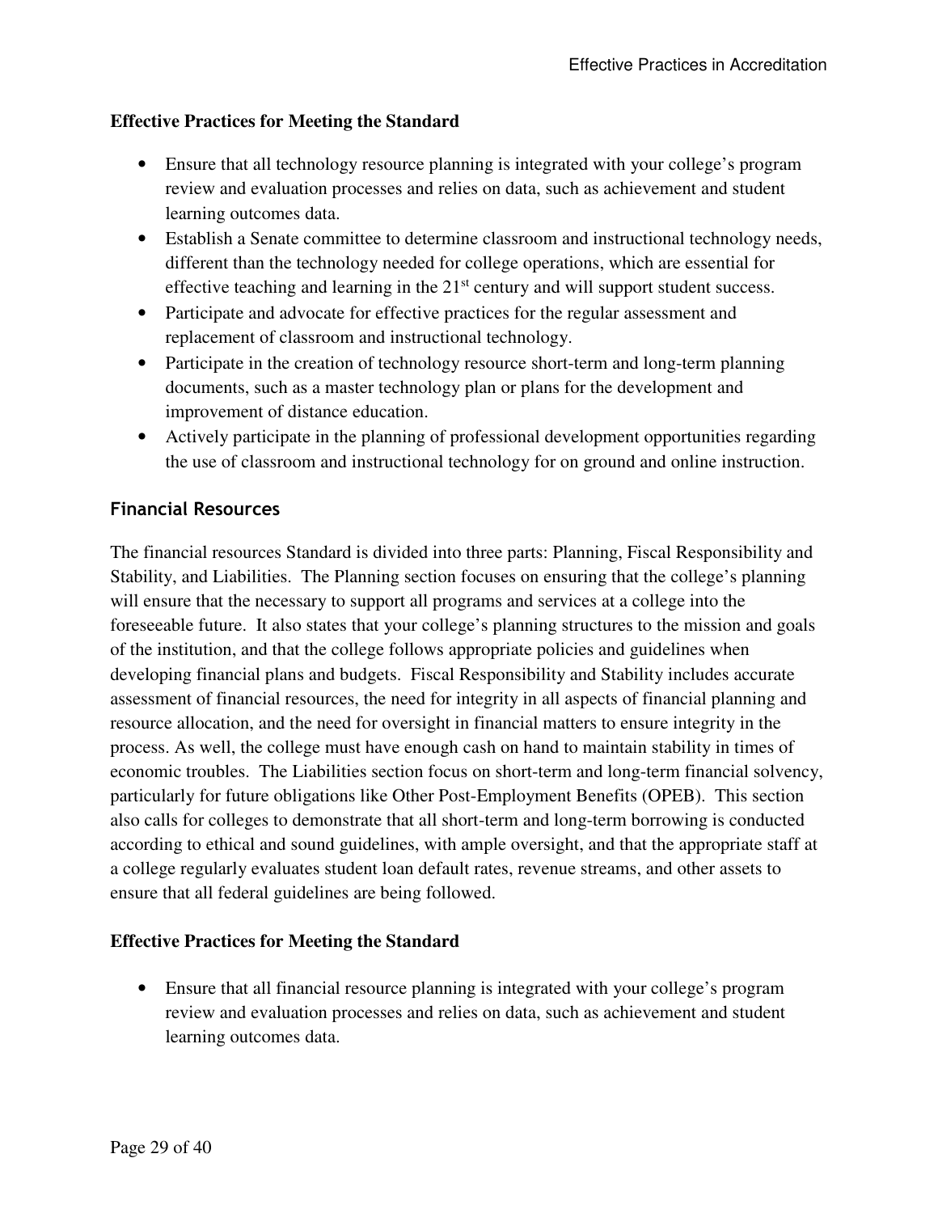### Effective Practices for Meeting the Standard

- Ensure that all technology resource planning is integrated with your college's program review and evaluation processes and relies on data, such as achievement and student learning outcomes data.
- Establish a Senate committee to determine classroom and instructional technology needs, different than the technology needed for college operations, which are essential for effective teaching and learning in the 21st century and will support student success.
- Participate and advocate for effective practices for the regular assessment and replacement of classroom and instructional technology.
- Participate in the creation of technology resource short-term and long-term planning documents, such as a master technology plan or plans for the development and improvement of distance education.
- Actively participate in the planning of professional development opportunities regarding the use of classroom and instructional technology for on ground and online instruction.

## Financial Resources

The financial resources Standard is divided into three parts: Planning, Fiscal Responsibility and Stability, and Liabilities. The Planning section focuses on ensuring that the college's planning will ensure that the necessary to support all programs and services at a college into the foreseeable future. It also states that your college's planning structures to the mission and goals of the institution, and that the college follows appropriate policies and guidelines when developing financial plans and budgets. Fiscal Responsibility and Stability includes accurate assessment of financial resources, the need for integrity in all aspects of financial planning and resource allocation, and the need for oversight in financial matters to ensure integrity in the process. As well, the college must have enough cash on hand to maintain stability in times of economic troubles. The Liabilities section focus on short-term and long-term financial solvency, particularly for future obligations like Other Post-Employment Benefits (OPEB). This section also calls for colleges to demonstrate that all short-term and long-term borrowing is conducted according to ethical and sound guidelines, with ample oversight, and that the appropriate staff at a college regularly evaluates student loan default rates, revenue streams, and other assets to ensure that all federal guidelines are being followed.

### Effective Practices for Meeting the Standard

- Ensure that all financial resource planning is integrated with your college's program review and evaluation processes and relies on data, such as achievement and student learning outcomes data.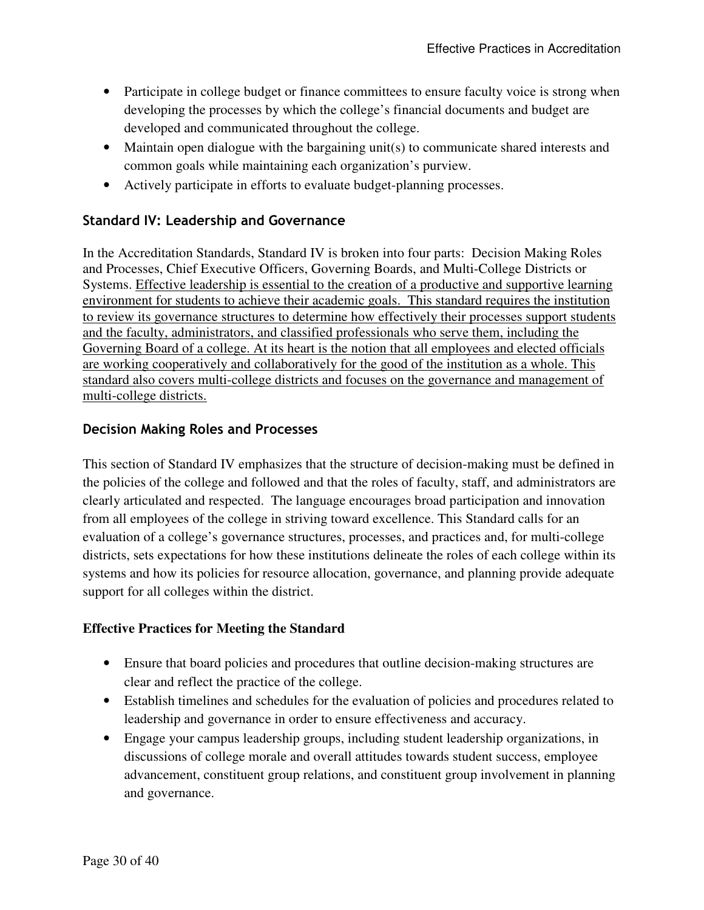- Participate in college budget or finance committees to ensure faculty voice is strong when developing the processes by which the college's financial documents and budget are developed and communicated throughout the college.
- Maintain open dialogue with the bargaining unit(s) to communicate shared interests and common goals while maintaining each organization's purview.
- Actively participate in efforts to evaluate budget-planning processes.

### Standard IV: Leadership and Governance

In the Accreditation Standards, Standard IV is broken into four parts: Decision Making Roles and Processes, Chief Executive Officers, Governing Boards, and Multi-College Districts or Systems. <u>Effective leadership is essential to the creation of a productive and supportive learning environment for students to achieve their academic goals. This standard requires the institution to review its governance structures to determine how effectively their processes support students and the faculty, administrators, and classified professionals who serve them, including the Governing Board of a college. At its heart is the notion that all employees and elected officials are working cooperatively and collaboratively for the good of the institution as a whole. This standard also covers multi-college districts and focuses on the governance and management of multi-college districts.</u>

### Decision Making Roles and Processes

This section of Standard IV emphasizes that the structure of decision-making must be defined in the policies of the college and followed and that the roles of faculty, staff, and administrators are clearly articulated and respected. The language encourages broad participation and innovation from all employees of the college in striving toward excellence. This Standard calls for an evaluation of a college's governance structures, processes, and practices and, for multi-college districts, sets expectations for how these institutions delineate the roles of each college within its systems and how its policies for resource allocation, governance, and planning provide adequate support for all colleges within the district.

**Effective Practices for Meeting the Standard**

- Ensure that board policies and procedures that outline decision-making structures are clear and reflect the practice of the college.
- Establish timelines and schedules for the evaluation of policies and procedures related to leadership and governance in order to ensure effectiveness and accuracy.
- Engage your campus leadership groups, including student leadership organizations, in discussions of college morale and overall attitudes towards student success, employee advancement, constituent group relations, and constituent group involvement in planning and governance.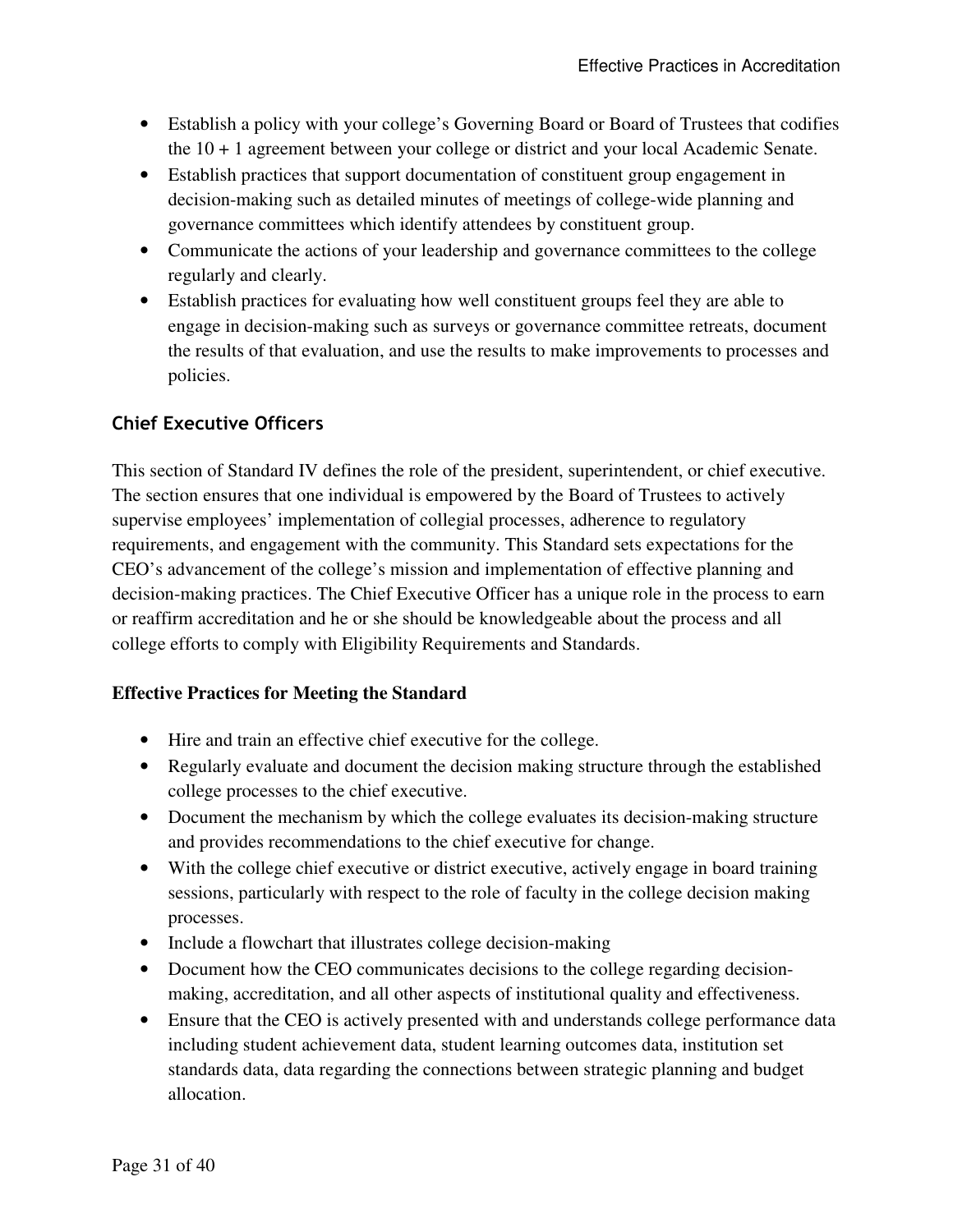- Establish a policy with your college's Governing Board or Board of Trustees that codifies the 10 + 1 agreement between your college or district and your local Academic Senate.
- Establish practices that support documentation of constituent group engagement in decision-making such as detailed minutes of meetings of college-wide planning and governance committees which identify attendees by constituent group.
- Communicate the actions of your leadership and governance committees to the college regularly and clearly.
- Establish practices for evaluating how well constituent groups feel they are able to engage in decision-making such as surveys or governance committee retreats, document the results of that evaluation, and use the results to make improvements to processes and policies.

### Chief Executive Officers

This section of Standard IV defines the role of the president, superintendent, or chief executive. The section ensures that one individual is empowered by the Board of Trustees to actively supervise employees' implementation of collegial processes, adherence to regulatory requirements, and engagement with the community. This Standard sets expectations for the CEO's advancement of the college's mission and implementation of effective planning and decision-making practices. The Chief Executive Officer has a unique role in the process to earn or reaffirm accreditation and he or she should be knowledgeable about the process and all college efforts to comply with Eligibility Requirements and Standards.

**Effective Practices for Meeting the Standard**

- Hire and train an effective chief executive for the college.
- Regularly evaluate and document the decision making structure through the established college processes to the chief executive.
- Document the mechanism by which the college evaluates its decision-making structure and provides recommendations to the chief executive for change.
- With the college chief executive or district executive, actively engage in board training sessions, particularly with respect to the role of faculty in the college decision making processes.
- Include a flowchart that illustrates college decision-making
- Document how the CEO communicates decisions to the college regarding decision-making, accreditation, and all other aspects of institutional quality and effectiveness.
- Ensure that the CEO is actively presented with and understands college performance data including student achievement data, student learning outcomes data, institution set standards data, data regarding the connections between strategic planning and budget allocation.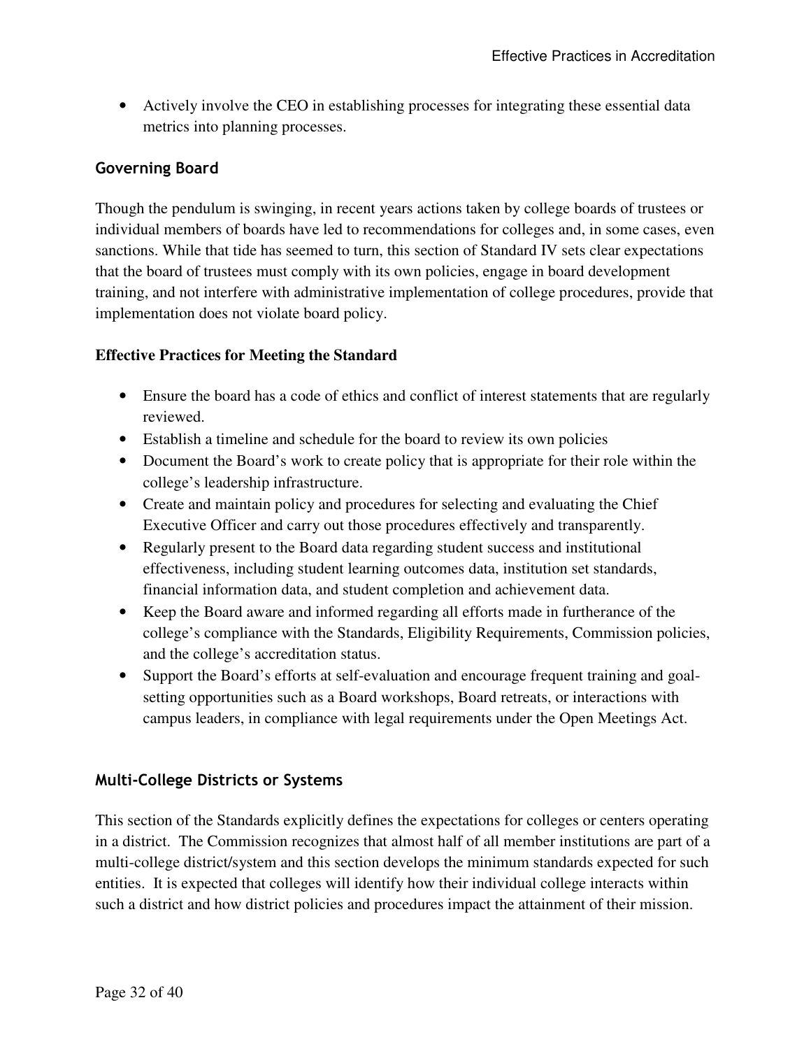- Actively involve the CEO in establishing processes for integrating these essential data metrics into planning processes.

### Governing Board

Though the pendulum is swinging, in recent years actions taken by college boards of trustees or individual members of boards have led to recommendations for colleges and, in some cases, even sanctions. While that tide has seemed to turn, this section of Standard IV sets clear expectations that the board of trustees must comply with its own policies, engage in board development training, and not interfere with administrative implementation of college procedures, provide that implementation does not violate board policy.

**Effective Practices for Meeting the Standard**

- Ensure the board has a code of ethics and conflict of interest statements that are regularly reviewed.
- Establish a timeline and schedule for the board to review its own policies
- Document the Board's work to create policy that is appropriate for their role within the college's leadership infrastructure.
- Create and maintain policy and procedures for selecting and evaluating the Chief Executive Officer and carry out those procedures effectively and transparently.
- Regularly present to the Board data regarding student success and institutional effectiveness, including student learning outcomes data, institution set standards, financial information data, and student completion and achievement data.
- Keep the Board aware and informed regarding all efforts made in furtherance of the college's compliance with the Standards, Eligibility Requirements, Commission policies, and the college's accreditation status.
- Support the Board's efforts at self-evaluation and encourage frequent training and goal-setting opportunities such as a Board workshops, Board retreats, or interactions with campus leaders, in compliance with legal requirements under the Open Meetings Act.

### Multi-College Districts or Systems

This section of the Standards explicitly defines the expectations for colleges or centers operating in a district. The Commission recognizes that almost half of all member institutions are part of a multi-college district/system and this section develops the minimum standards expected for such entities. It is expected that colleges will identify how their individual college interacts within such a district and how district policies and procedures impact the attainment of their mission.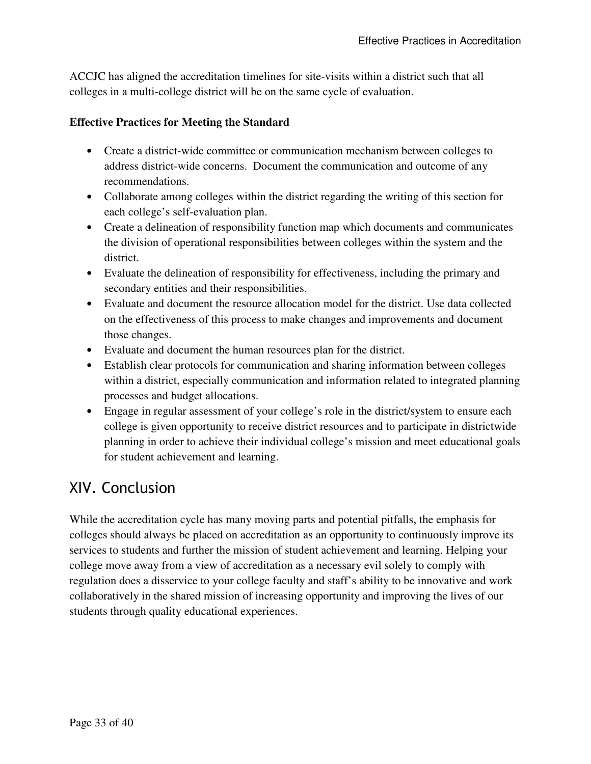ACCJC has aligned the accreditation timelines for site-visits within a district such that all colleges in a multi-college district will be on the same cycle of evaluation.

**Effective Practices for Meeting the Standard**

- Create a district-wide committee or communication mechanism between colleges to address district-wide concerns. Document the communication and outcome of any recommendations.
- Collaborate among colleges within the district regarding the writing of this section for each college's self-evaluation plan.
- Create a delineation of responsibility function map which documents and communicates the division of operational responsibilities between colleges within the system and the district.
- Evaluate the delineation of responsibility for effectiveness, including the primary and secondary entities and their responsibilities.
- Evaluate and document the resource allocation model for the district. Use data collected on the effectiveness of this process to make changes and improvements and document those changes.
- Evaluate and document the human resources plan for the district.
- Establish clear protocols for communication and sharing information between colleges within a district, especially communication and information related to integrated planning processes and budget allocations.
- Engage in regular assessment of your college's role in the district/system to ensure each college is given opportunity to receive district resources and to participate in districtwide planning in order to achieve their individual college's mission and meet educational goals for student achievement and learning.

## XIV. Conclusion

While the accreditation cycle has many moving parts and potential pitfalls, the emphasis for colleges should always be placed on accreditation as an opportunity to continuously improve its services to students and further the mission of student achievement and learning. Helping your college move away from a view of accreditation as a necessary evil solely to comply with regulation does a disservice to your college faculty and staff's ability to be innovative and work collaboratively in the shared mission of increasing opportunity and improving the lives of our students through quality educational experiences.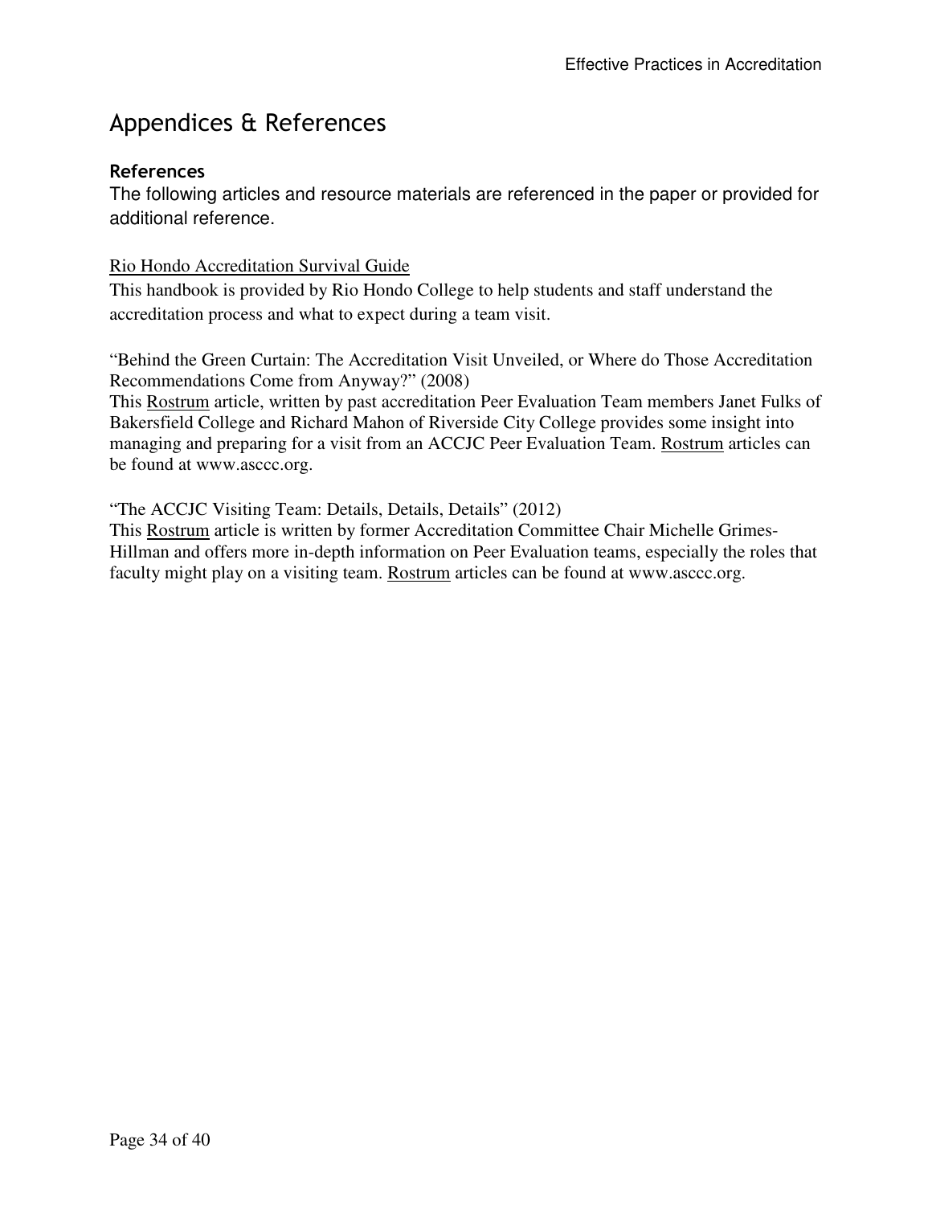# Appendices & References

## References

The following articles and resource materials are referenced in the paper or provided for additional reference.

Rio Hondo Accreditation Survival Guide

This handbook is provided by Rio Hondo College to help students and staff understand the accreditation process and what to expect during a team visit.

"Behind the Green Curtain: The Accreditation Visit Unveiled, or Where do Those Accreditation Recommendations Come from Anyway?" (2008)

This Rostrum article, written by past accreditation Peer Evaluation Team members Janet Fulks of Bakersfield College and Richard Mahon of Riverside City College provides some insight into managing and preparing for a visit from an ACCJC Peer Evaluation Team. Rostrum articles can be found at www.asccc.org.

"The ACCJC Visiting Team: Details, Details, Details" (2012)

This Rostrum article is written by former Accreditation Committee Chair Michelle Grimes-Hillman and offers more in-depth information on Peer Evaluation teams, especially the roles that faculty might play on a visiting team. Rostrum articles can be found at www.asccc.org.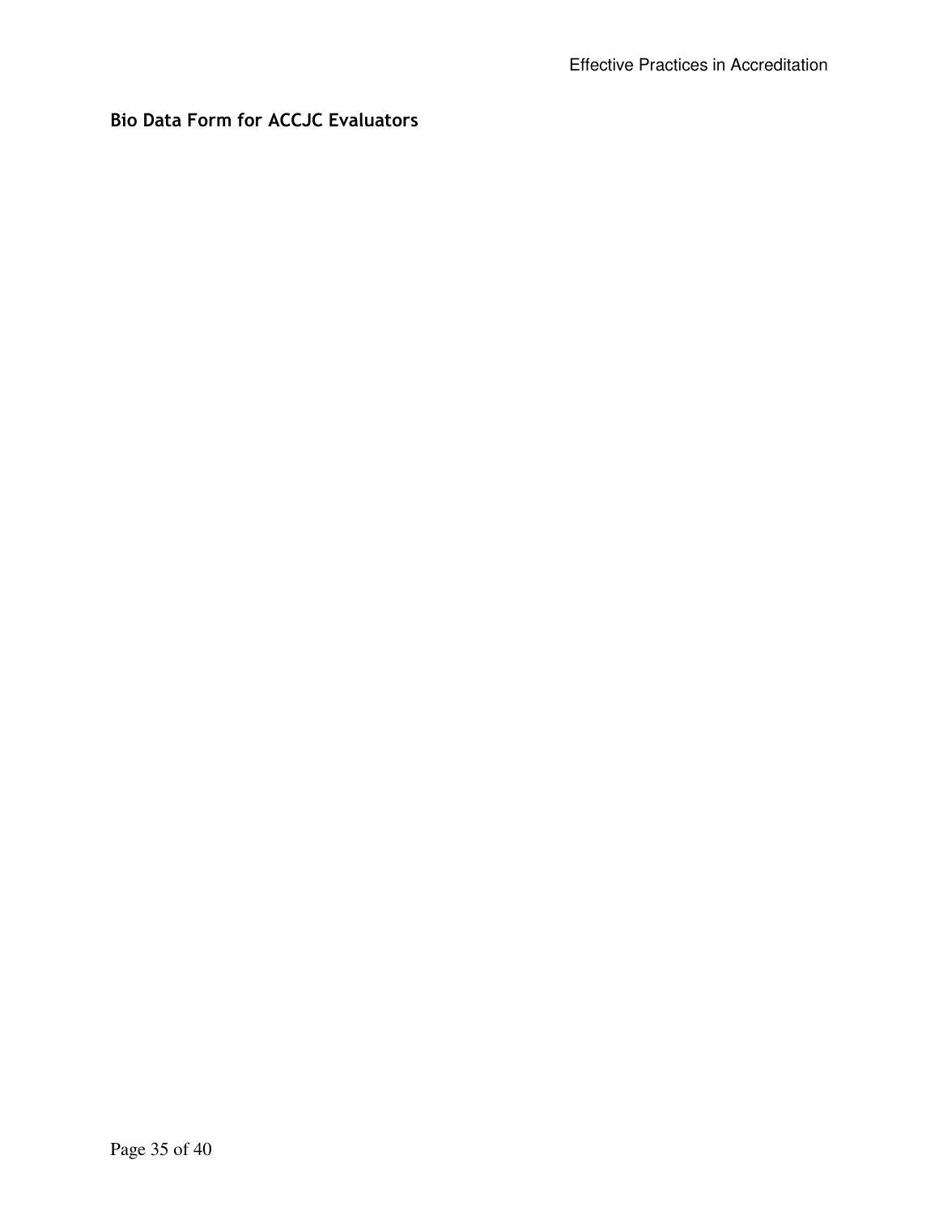## Bio Data Form for ACCJC Evaluators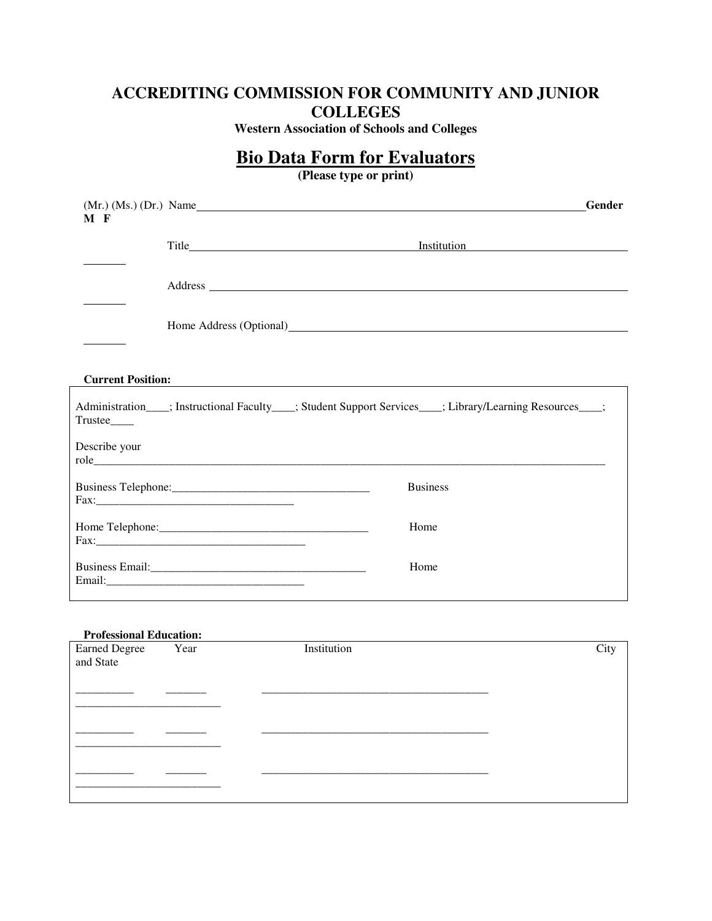# ACCREDITING COMMISSION FOR COMMUNITY AND JUNIOR COLLEGES

**Western Association of Schools and Colleges**

## Bio Data Form for Evaluators

**(Please type or print)**

(Mr.) (Ms.) (Dr.) Name________________________________________________________________ **Gender M F**

Title_______________________________ Institution ______________________ _______

Address ___________________________________________________________ _______

Home Address (Optional)_____________________________________________ _______

**Current Position:**

Administration____; Instructional Faculty____; Student Support Services____; Library/Learning Resources____; Trustee____

Describe your role_______________________________________________________________________________

Business Telephone:__________________________________ Business Fax:__________________________________

Home Telephone:____________________________________ Home Fax:____________________________________

Business Email:_____________________________________ Home Email:__________________________________

**Professional Education:**

| Earned Degree | Year | Institution | City and State |
|---|---|---|---|
| __________ | _______ | ________________________________________ | _________________________ |
| __________ | _______ | ________________________________________ | _________________________ |
| __________ | _______ | ________________________________________ | _________________________ |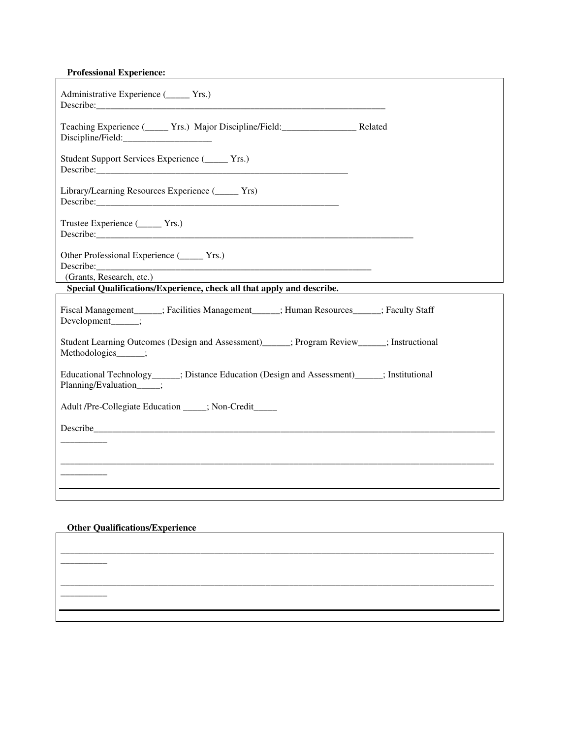**Professional Experience:**

Administrative Experience (_____ Yrs.)
Describe:_________________________________________________________________

Teaching Experience (_____ Yrs.) Major Discipline/Field:________________ Related Discipline/Field:___________________

Student Support Services Experience (_____ Yrs.)
Describe:_________________________________________________________

Library/Learning Resources Experience (_____ Yrs)
Describe:_______________________________________________________

Trustee Experience (_____ Yrs.)
Describe:_________________________________________________________________________

Other Professional Experience (_____ Yrs.)
Describe:_______________________________________________________________
(Grants, Research, etc.)

**Special Qualifications/Experience, check all that apply and describe.**

Fiscal Management______; Facilities Management______; Human Resources______; Faculty Staff Development______;

Student Learning Outcomes (Design and Assessment)______; Program Review______; Instructional Methodologies______;

Educational Technology______; Distance Education (Design and Assessment)______; Institutional Planning/Evaluation_____;

Adult /Pre-Collegiate Education _____; Non-Credit_____

Describe_____________________________________________________________________________________________

_____________________________________________________________________________________________________

**Other Qualifications/Experience**

_____________________________________________________________________________________________________

_____________________________________________________________________________________________________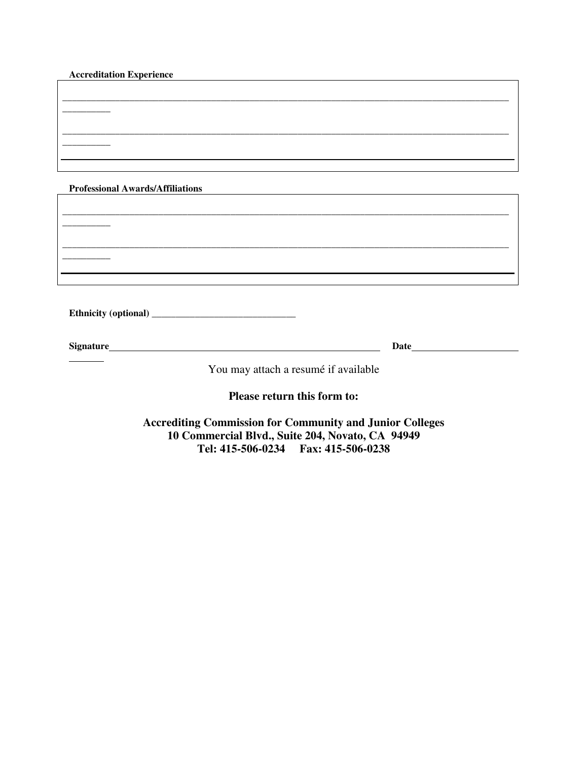**Accreditation Experience**

____________________________________________________________________________________________________

____________________________________________________________________________________________________

**Professional Awards/Affiliations**

____________________________________________________________________________________________________

____________________________________________________________________________________________________

**Ethnicity (optional)** ______________________________

**Signature**______________________________________________________ **Date**______________________

You may attach a resumé if available

**Please return this form to:**

**Accrediting Commission for Community and Junior Colleges**
**10 Commercial Blvd., Suite 204, Novato, CA 94949**
**Tel: 415-506-0234 Fax: 415-506-0238**